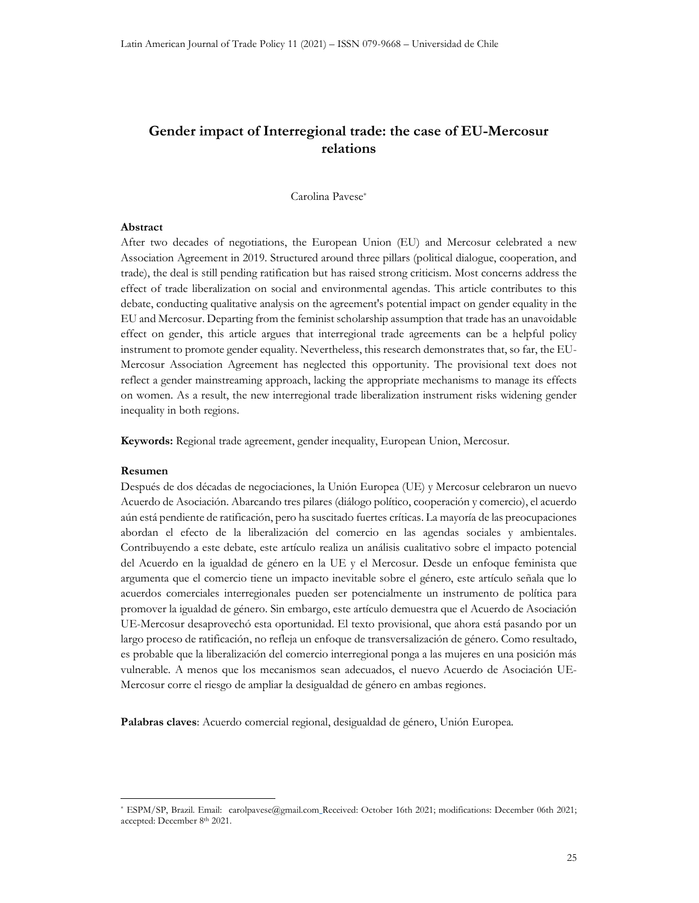# Gender impact of Interregional trade: the case of EU-Mercosur relations

Carolina Pavese*

## Abstract

After two decades of negotiations, the European Union (EU) and Mercosur celebrated a new Association Agreement in 2019. Structured around three pillars (political dialogue, cooperation, and trade), the deal is still pending ratification but has raised strong criticism. Most concerns address the effect of trade liberalization on social and environmental agendas. This article contributes to this debate, conducting qualitative analysis on the agreement's potential impact on gender equality in the EU and Mercosur. Departing from the feminist scholarship assumption that trade has an unavoidable effect on gender, this article argues that interregional trade agreements can be a helpful policy instrument to promote gender equality. Nevertheless, this research demonstrates that, so far, the EU-Mercosur Association Agreement has neglected this opportunity. The provisional text does not reflect a gender mainstreaming approach, lacking the appropriate mechanisms to manage its effects on women. As a result, the new interregional trade liberalization instrument risks widening gender inequality in both regions.

**Keywords:** Regional trade agreement, gender inequality, European Union, Mercosur.

## Resumen

Después de dos décadas de negociaciones, la Unión Europea (UE) y Mercosur celebraron un nuevo Acuerdo de Asociación. Abarcando tres pilares (diálogo político, cooperación y comercio), el acuerdo aún está pendiente de ratificación, pero ha suscitado fuertes críticas. La mayoría de las preocupaciones abordan el efecto de la liberalización del comercio en las agendas sociales y ambientales. Contribuyendo a este debate, este artículo realiza un análisis cualitativo sobre el impacto potencial del Acuerdo en la igualdad de género en la UE y el Mercosur. Desde un enfoque feminista que argumenta que el comercio tiene un impacto inevitable sobre el género, este artículo señala que lo acuerdos comerciales interregionales pueden ser potencialmente un instrumento de política para promover la igualdad de género. Sin embargo, este artículo demuestra que el Acuerdo de Asociación UE-Mercosur desaprovechó esta oportunidad. El texto provisional, que ahora está pasando por un largo proceso de ratificación, no refleja un enfoque de transversalización de género. Como resultado, es probable que la liberalización del comercio interregional ponga a las mujeres en una posición más vulnerable. A menos que los mecanismos sean adecuados, el nuevo Acuerdo de Asociación UE-Mercosur corre el riesgo de ampliar la desigualdad de género en ambas regiones.

**Palabras claves**: Acuerdo comercial regional, desigualdad de género, Unión Europea.

---

* ESPM/SP, Brazil. Email: carolpavese@gmail.com Received: October 16th 2021; modifications: December 06th 2021; accepted: December 8th 2021.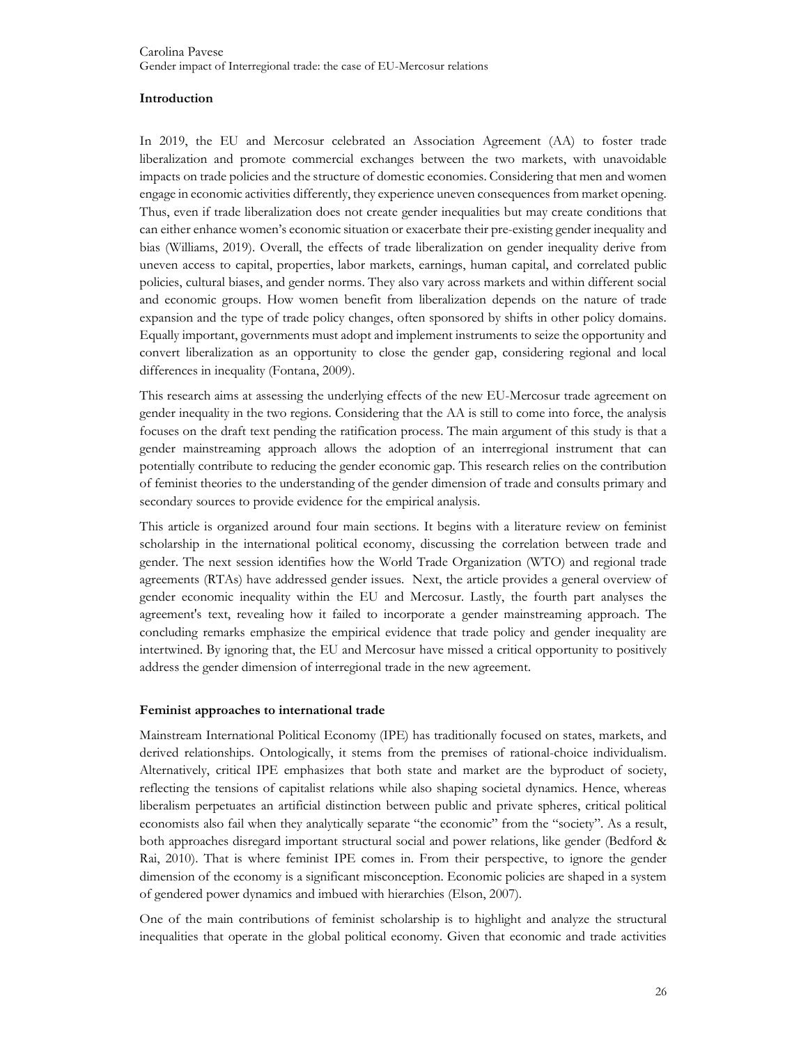## Introduction

In 2019, the EU and Mercosur celebrated an Association Agreement (AA) to foster trade liberalization and promote commercial exchanges between the two markets, with unavoidable impacts on trade policies and the structure of domestic economies. Considering that men and women engage in economic activities differently, they experience uneven consequences from market opening. Thus, even if trade liberalization does not create gender inequalities but may create conditions that can either enhance women's economic situation or exacerbate their pre-existing gender inequality and bias (Williams, 2019). Overall, the effects of trade liberalization on gender inequality derive from uneven access to capital, properties, labor markets, earnings, human capital, and correlated public policies, cultural biases, and gender norms. They also vary across markets and within different social and economic groups. How women benefit from liberalization depends on the nature of trade expansion and the type of trade policy changes, often sponsored by shifts in other policy domains. Equally important, governments must adopt and implement instruments to seize the opportunity and convert liberalization as an opportunity to close the gender gap, considering regional and local differences in inequality (Fontana, 2009).

This research aims at assessing the underlying effects of the new EU-Mercosur trade agreement on gender inequality in the two regions. Considering that the AA is still to come into force, the analysis focuses on the draft text pending the ratification process. The main argument of this study is that a gender mainstreaming approach allows the adoption of an interregional instrument that can potentially contribute to reducing the gender economic gap. This research relies on the contribution of feminist theories to the understanding of the gender dimension of trade and consults primary and secondary sources to provide evidence for the empirical analysis.

This article is organized around four main sections. It begins with a literature review on feminist scholarship in the international political economy, discussing the correlation between trade and gender. The next session identifies how the World Trade Organization (WTO) and regional trade agreements (RTAs) have addressed gender issues. Next, the article provides a general overview of gender economic inequality within the EU and Mercosur. Lastly, the fourth part analyses the agreement's text, revealing how it failed to incorporate a gender mainstreaming approach. The concluding remarks emphasize the empirical evidence that trade policy and gender inequality are intertwined. By ignoring that, the EU and Mercosur have missed a critical opportunity to positively address the gender dimension of interregional trade in the new agreement.

## Feminist approaches to international trade

Mainstream International Political Economy (IPE) has traditionally focused on states, markets, and derived relationships. Ontologically, it stems from the premises of rational-choice individualism. Alternatively, critical IPE emphasizes that both state and market are the byproduct of society, reflecting the tensions of capitalist relations while also shaping societal dynamics. Hence, whereas liberalism perpetuates an artificial distinction between public and private spheres, critical political economists also fail when they analytically separate "the economic" from the "society". As a result, both approaches disregard important structural social and power relations, like gender (Bedford & Rai, 2010). That is where feminist IPE comes in. From their perspective, to ignore the gender dimension of the economy is a significant misconception. Economic policies are shaped in a system of gendered power dynamics and imbued with hierarchies (Elson, 2007).

One of the main contributions of feminist scholarship is to highlight and analyze the structural inequalities that operate in the global political economy. Given that economic and trade activities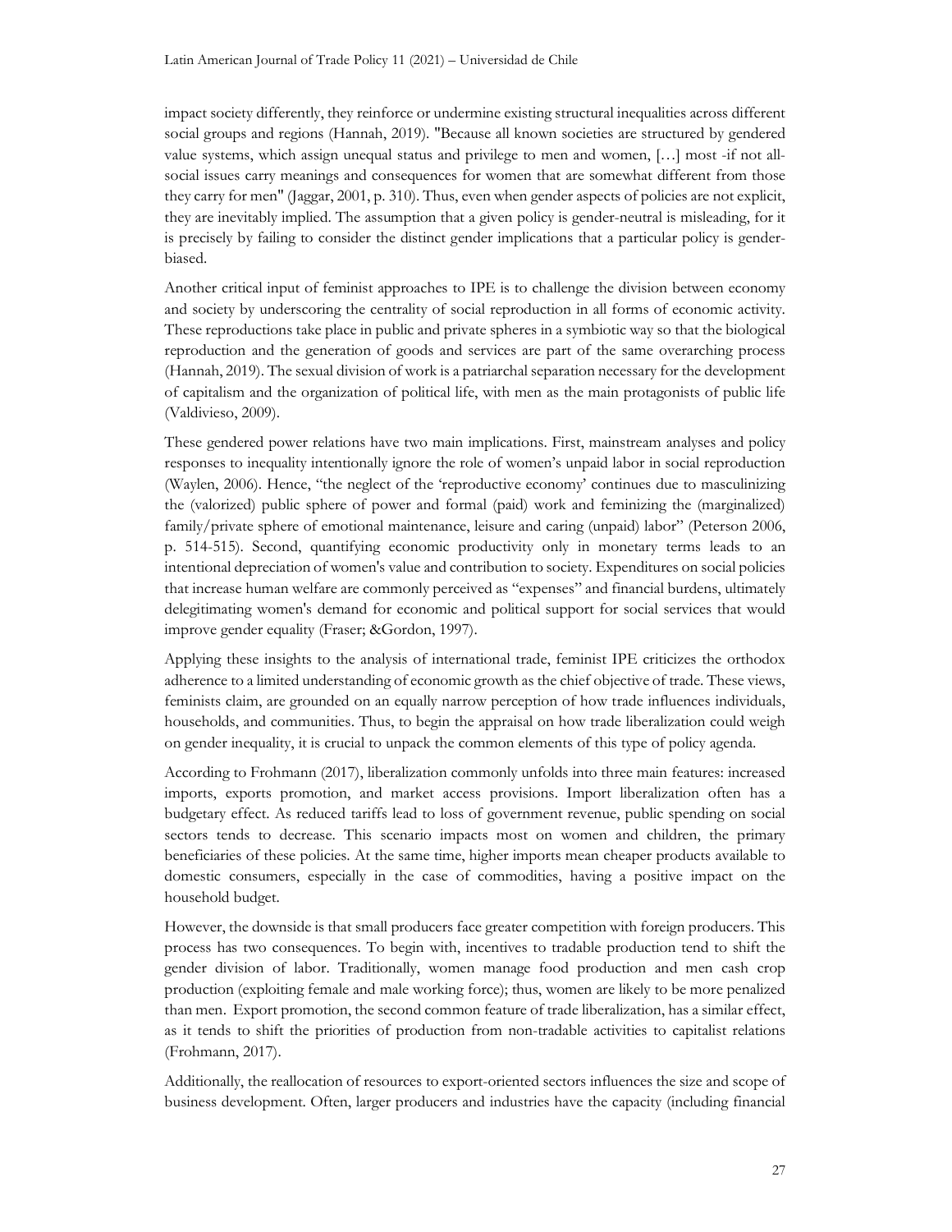impact society differently, they reinforce or undermine existing structural inequalities across different social groups and regions (Hannah, 2019). "Because all known societies are structured by gendered value systems, which assign unequal status and privilege to men and women, […] most -if not all- social issues carry meanings and consequences for women that are somewhat different from those they carry for men" (Jaggar, 2001, p. 310). Thus, even when gender aspects of policies are not explicit, they are inevitably implied. The assumption that a given policy is gender-neutral is misleading, for it is precisely by failing to consider the distinct gender implications that a particular policy is gender-biased.

Another critical input of feminist approaches to IPE is to challenge the division between economy and society by underscoring the centrality of social reproduction in all forms of economic activity. These reproductions take place in public and private spheres in a symbiotic way so that the biological reproduction and the generation of goods and services are part of the same overarching process (Hannah, 2019). The sexual division of work is a patriarchal separation necessary for the development of capitalism and the organization of political life, with men as the main protagonists of public life (Valdivieso, 2009).

These gendered power relations have two main implications. First, mainstream analyses and policy responses to inequality intentionally ignore the role of women's unpaid labor in social reproduction (Waylen, 2006). Hence, "the neglect of the 'reproductive economy' continues due to masculinizing the (valorized) public sphere of power and formal (paid) work and feminizing the (marginalized) family/private sphere of emotional maintenance, leisure and caring (unpaid) labor" (Peterson 2006, p. 514-515). Second, quantifying economic productivity only in monetary terms leads to an intentional depreciation of women's value and contribution to society. Expenditures on social policies that increase human welfare are commonly perceived as "expenses" and financial burdens, ultimately delegitimating women's demand for economic and political support for social services that would improve gender equality (Fraser; &Gordon, 1997).

Applying these insights to the analysis of international trade, feminist IPE criticizes the orthodox adherence to a limited understanding of economic growth as the chief objective of trade. These views, feminists claim, are grounded on an equally narrow perception of how trade influences individuals, households, and communities. Thus, to begin the appraisal on how trade liberalization could weigh on gender inequality, it is crucial to unpack the common elements of this type of policy agenda.

According to Frohmann (2017), liberalization commonly unfolds into three main features: increased imports, exports promotion, and market access provisions. Import liberalization often has a budgetary effect. As reduced tariffs lead to loss of government revenue, public spending on social sectors tends to decrease. This scenario impacts most on women and children, the primary beneficiaries of these policies. At the same time, higher imports mean cheaper products available to domestic consumers, especially in the case of commodities, having a positive impact on the household budget.

However, the downside is that small producers face greater competition with foreign producers. This process has two consequences. To begin with, incentives to tradable production tend to shift the gender division of labor. Traditionally, women manage food production and men cash crop production (exploiting female and male working force); thus, women are likely to be more penalized than men. Export promotion, the second common feature of trade liberalization, has a similar effect, as it tends to shift the priorities of production from non-tradable activities to capitalist relations (Frohmann, 2017).

Additionally, the reallocation of resources to export-oriented sectors influences the size and scope of business development. Often, larger producers and industries have the capacity (including financial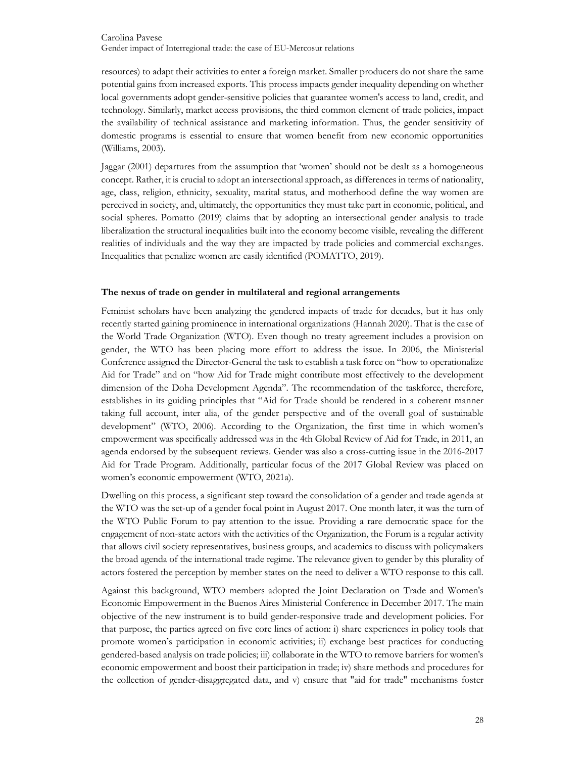resources) to adapt their activities to enter a foreign market. Smaller producers do not share the same potential gains from increased exports. This process impacts gender inequality depending on whether local governments adopt gender-sensitive policies that guarantee women's access to land, credit, and technology. Similarly, market access provisions, the third common element of trade policies, impact the availability of technical assistance and marketing information. Thus, the gender sensitivity of domestic programs is essential to ensure that women benefit from new economic opportunities (Williams, 2003).

Jaggar (2001) departures from the assumption that 'women' should not be dealt as a homogeneous concept. Rather, it is crucial to adopt an intersectional approach, as differences in terms of nationality, age, class, religion, ethnicity, sexuality, marital status, and motherhood define the way women are perceived in society, and, ultimately, the opportunities they must take part in economic, political, and social spheres. Pomatto (2019) claims that by adopting an intersectional gender analysis to trade liberalization the structural inequalities built into the economy become visible, revealing the different realities of individuals and the way they are impacted by trade policies and commercial exchanges. Inequalities that penalize women are easily identified (POMATTO, 2019).

**The nexus of trade on gender in multilateral and regional arrangements**

Feminist scholars have been analyzing the gendered impacts of trade for decades, but it has only recently started gaining prominence in international organizations (Hannah 2020). That is the case of the World Trade Organization (WTO). Even though no treaty agreement includes a provision on gender, the WTO has been placing more effort to address the issue. In 2006, the Ministerial Conference assigned the Director-General the task to establish a task force on "how to operationalize Aid for Trade" and on "how Aid for Trade might contribute most effectively to the development dimension of the Doha Development Agenda". The recommendation of the taskforce, therefore, establishes in its guiding principles that "Aid for Trade should be rendered in a coherent manner taking full account, inter alia, of the gender perspective and of the overall goal of sustainable development" (WTO, 2006). According to the Organization, the first time in which women's empowerment was specifically addressed was in the 4th Global Review of Aid for Trade, in 2011, an agenda endorsed by the subsequent reviews. Gender was also a cross-cutting issue in the 2016-2017 Aid for Trade Program. Additionally, particular focus of the 2017 Global Review was placed on women's economic empowerment (WTO, 2021a).

Dwelling on this process, a significant step toward the consolidation of a gender and trade agenda at the WTO was the set-up of a gender focal point in August 2017. One month later, it was the turn of the WTO Public Forum to pay attention to the issue. Providing a rare democratic space for the engagement of non-state actors with the activities of the Organization, the Forum is a regular activity that allows civil society representatives, business groups, and academics to discuss with policymakers the broad agenda of the international trade regime. The relevance given to gender by this plurality of actors fostered the perception by member states on the need to deliver a WTO response to this call.

Against this background, WTO members adopted the Joint Declaration on Trade and Women's Economic Empowerment in the Buenos Aires Ministerial Conference in December 2017. The main objective of the new instrument is to build gender-responsive trade and development policies. For that purpose, the parties agreed on five core lines of action: i) share experiences in policy tools that promote women's participation in economic activities; ii) exchange best practices for conducting gendered-based analysis on trade policies; iii) collaborate in the WTO to remove barriers for women's economic empowerment and boost their participation in trade; iv) share methods and procedures for the collection of gender-disaggregated data, and v) ensure that "aid for trade" mechanisms foster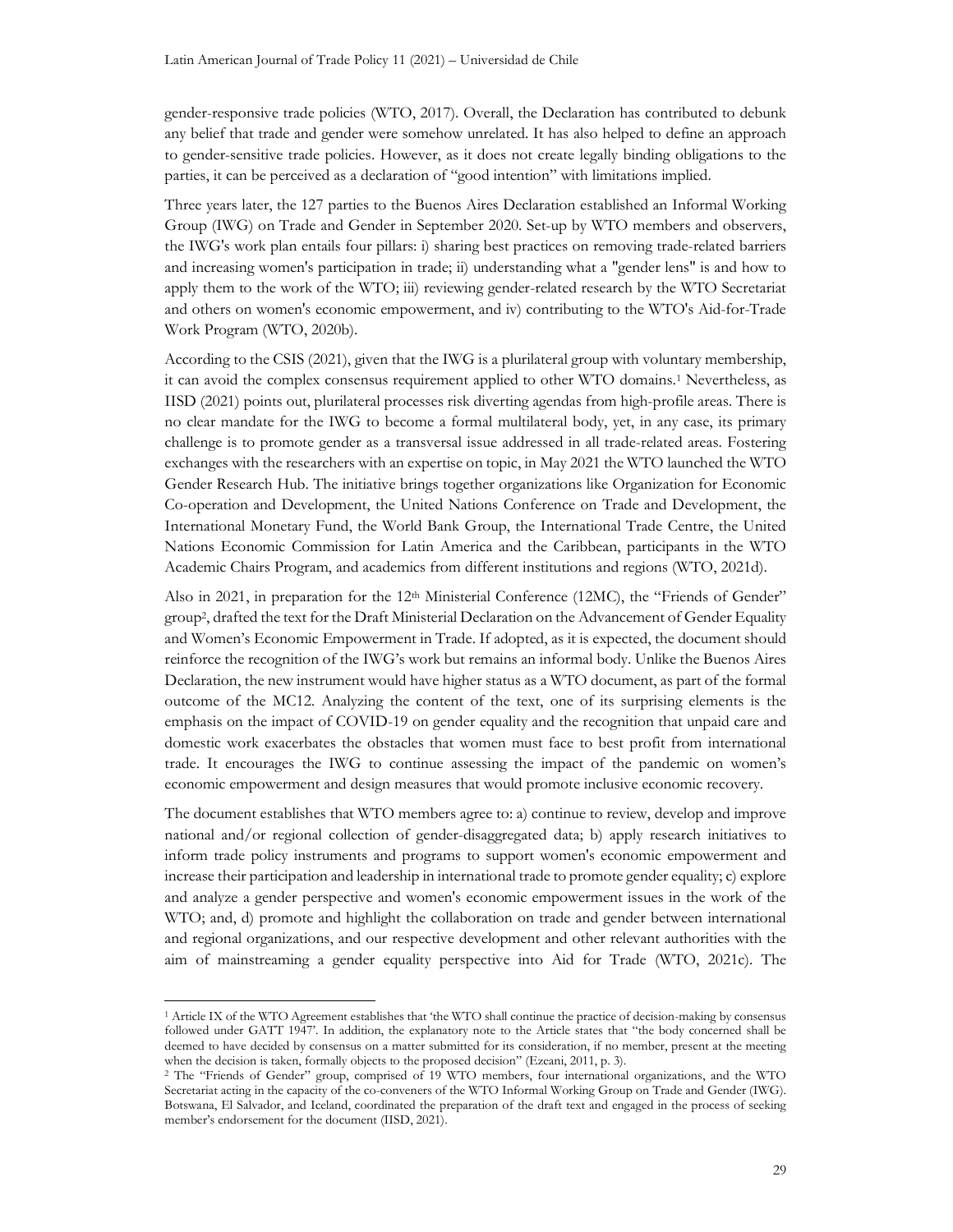gender-responsive trade policies (WTO, 2017). Overall, the Declaration has contributed to debunk any belief that trade and gender were somehow unrelated. It has also helped to define an approach to gender-sensitive trade policies. However, as it does not create legally binding obligations to the parties, it can be perceived as a declaration of "good intention" with limitations implied.

Three years later, the 127 parties to the Buenos Aires Declaration established an Informal Working Group (IWG) on Trade and Gender in September 2020. Set-up by WTO members and observers, the IWG's work plan entails four pillars: i) sharing best practices on removing trade-related barriers and increasing women's participation in trade; ii) understanding what a "gender lens" is and how to apply them to the work of the WTO; iii) reviewing gender-related research by the WTO Secretariat and others on women's economic empowerment, and iv) contributing to the WTO's Aid-for-Trade Work Program (WTO, 2020b).

According to the CSIS (2021), given that the IWG is a plurilateral group with voluntary membership, it can avoid the complex consensus requirement applied to other WTO domains.[1] Nevertheless, as IISD (2021) points out, plurilateral processes risk diverting agendas from high-profile areas. There is no clear mandate for the IWG to become a formal multilateral body, yet, in any case, its primary challenge is to promote gender as a transversal issue addressed in all trade-related areas. Fostering exchanges with the researchers with an expertise on topic, in May 2021 the WTO launched the WTO Gender Research Hub. The initiative brings together organizations like Organization for Economic Co-operation and Development, the United Nations Conference on Trade and Development, the International Monetary Fund, the World Bank Group, the International Trade Centre, the United Nations Economic Commission for Latin America and the Caribbean, participants in the WTO Academic Chairs Program, and academics from different institutions and regions (WTO, 2021d).

Also in 2021, in preparation for the 12th Ministerial Conference (12MC), the "Friends of Gender" group[2], drafted the text for the Draft Ministerial Declaration on the Advancement of Gender Equality and Women's Economic Empowerment in Trade. If adopted, as it is expected, the document should reinforce the recognition of the IWG's work but remains an informal body. Unlike the Buenos Aires Declaration, the new instrument would have higher status as a WTO document, as part of the formal outcome of the MC12. Analyzing the content of the text, one of its surprising elements is the emphasis on the impact of COVID-19 on gender equality and the recognition that unpaid care and domestic work exacerbates the obstacles that women must face to best profit from international trade. It encourages the IWG to continue assessing the impact of the pandemic on women's economic empowerment and design measures that would promote inclusive economic recovery.

The document establishes that WTO members agree to: a) continue to review, develop and improve national and/or regional collection of gender-disaggregated data; b) apply research initiatives to inform trade policy instruments and programs to support women's economic empowerment and increase their participation and leadership in international trade to promote gender equality; c) explore and analyze a gender perspective and women's economic empowerment issues in the work of the WTO; and, d) promote and highlight the collaboration on trade and gender between international and regional organizations, and our respective development and other relevant authorities with the aim of mainstreaming a gender equality perspective into Aid for Trade (WTO, 2021c). The

---

[1] Article IX of the WTO Agreement establishes that 'the WTO shall continue the practice of decision-making by consensus followed under GATT 1947'. In addition, the explanatory note to the Article states that "the body concerned shall be deemed to have decided by consensus on a matter submitted for its consideration, if no member, present at the meeting when the decision is taken, formally objects to the proposed decision" (Ezeani, 2011, p. 3).

[2] The "Friends of Gender" group, comprised of 19 WTO members, four international organizations, and the WTO Secretariat acting in the capacity of the co-conveners of the WTO Informal Working Group on Trade and Gender (IWG). Botswana, El Salvador, and Iceland, coordinated the preparation of the draft text and engaged in the process of seeking member's endorsement for the document (IISD, 2021).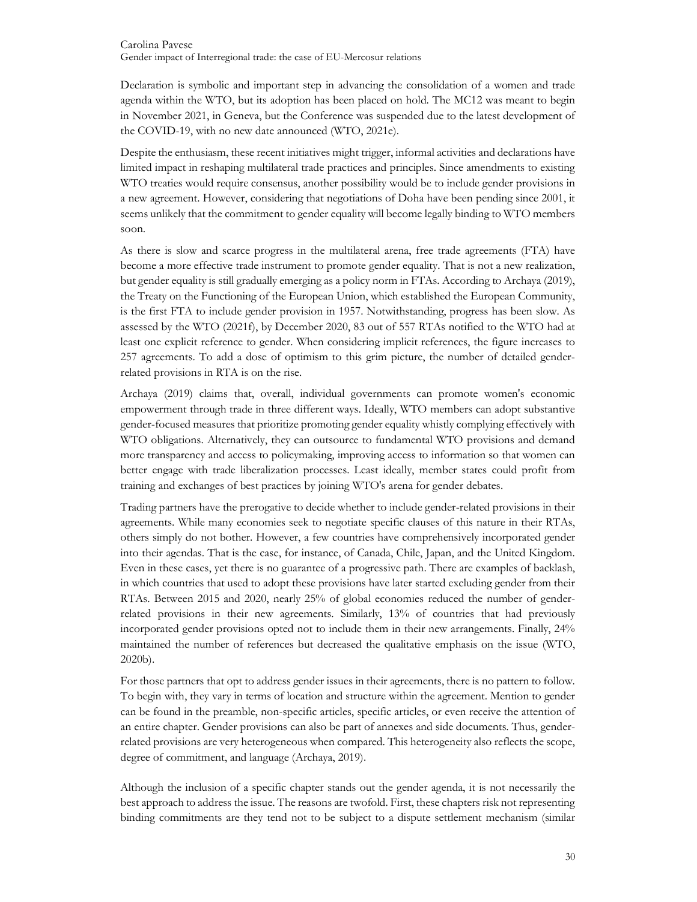Declaration is symbolic and important step in advancing the consolidation of a women and trade agenda within the WTO, but its adoption has been placed on hold. The MC12 was meant to begin in November 2021, in Geneva, but the Conference was suspended due to the latest development of the COVID-19, with no new date announced (WTO, 2021e).

Despite the enthusiasm, these recent initiatives might trigger, informal activities and declarations have limited impact in reshaping multilateral trade practices and principles. Since amendments to existing WTO treaties would require consensus, another possibility would be to include gender provisions in a new agreement. However, considering that negotiations of Doha have been pending since 2001, it seems unlikely that the commitment to gender equality will become legally binding to WTO members soon.

As there is slow and scarce progress in the multilateral arena, free trade agreements (FTA) have become a more effective trade instrument to promote gender equality. That is not a new realization, but gender equality is still gradually emerging as a policy norm in FTAs. According to Archaya (2019), the Treaty on the Functioning of the European Union, which established the European Community, is the first FTA to include gender provision in 1957. Notwithstanding, progress has been slow. As assessed by the WTO (2021f), by December 2020, 83 out of 557 RTAs notified to the WTO had at least one explicit reference to gender. When considering implicit references, the figure increases to 257 agreements. To add a dose of optimism to this grim picture, the number of detailed gender-related provisions in RTA is on the rise.

Archaya (2019) claims that, overall, individual governments can promote women's economic empowerment through trade in three different ways. Ideally, WTO members can adopt substantive gender-focused measures that prioritize promoting gender equality whistly complying effectively with WTO obligations. Alternatively, they can outsource to fundamental WTO provisions and demand more transparency and access to policymaking, improving access to information so that women can better engage with trade liberalization processes. Least ideally, member states could profit from training and exchanges of best practices by joining WTO's arena for gender debates.

Trading partners have the prerogative to decide whether to include gender-related provisions in their agreements. While many economies seek to negotiate specific clauses of this nature in their RTAs, others simply do not bother. However, a few countries have comprehensively incorporated gender into their agendas. That is the case, for instance, of Canada, Chile, Japan, and the United Kingdom. Even in these cases, yet there is no guarantee of a progressive path. There are examples of backlash, in which countries that used to adopt these provisions have later started excluding gender from their RTAs. Between 2015 and 2020, nearly 25% of global economies reduced the number of gender-related provisions in their new agreements. Similarly, 13% of countries that had previously incorporated gender provisions opted not to include them in their new arrangements. Finally, 24% maintained the number of references but decreased the qualitative emphasis on the issue (WTO, 2020b).

For those partners that opt to address gender issues in their agreements, there is no pattern to follow. To begin with, they vary in terms of location and structure within the agreement. Mention to gender can be found in the preamble, non-specific articles, specific articles, or even receive the attention of an entire chapter. Gender provisions can also be part of annexes and side documents. Thus, gender-related provisions are very heterogeneous when compared. This heterogeneity also reflects the scope, degree of commitment, and language (Archaya, 2019).

Although the inclusion of a specific chapter stands out the gender agenda, it is not necessarily the best approach to address the issue. The reasons are twofold. First, these chapters risk not representing binding commitments are they tend not to be subject to a dispute settlement mechanism (similar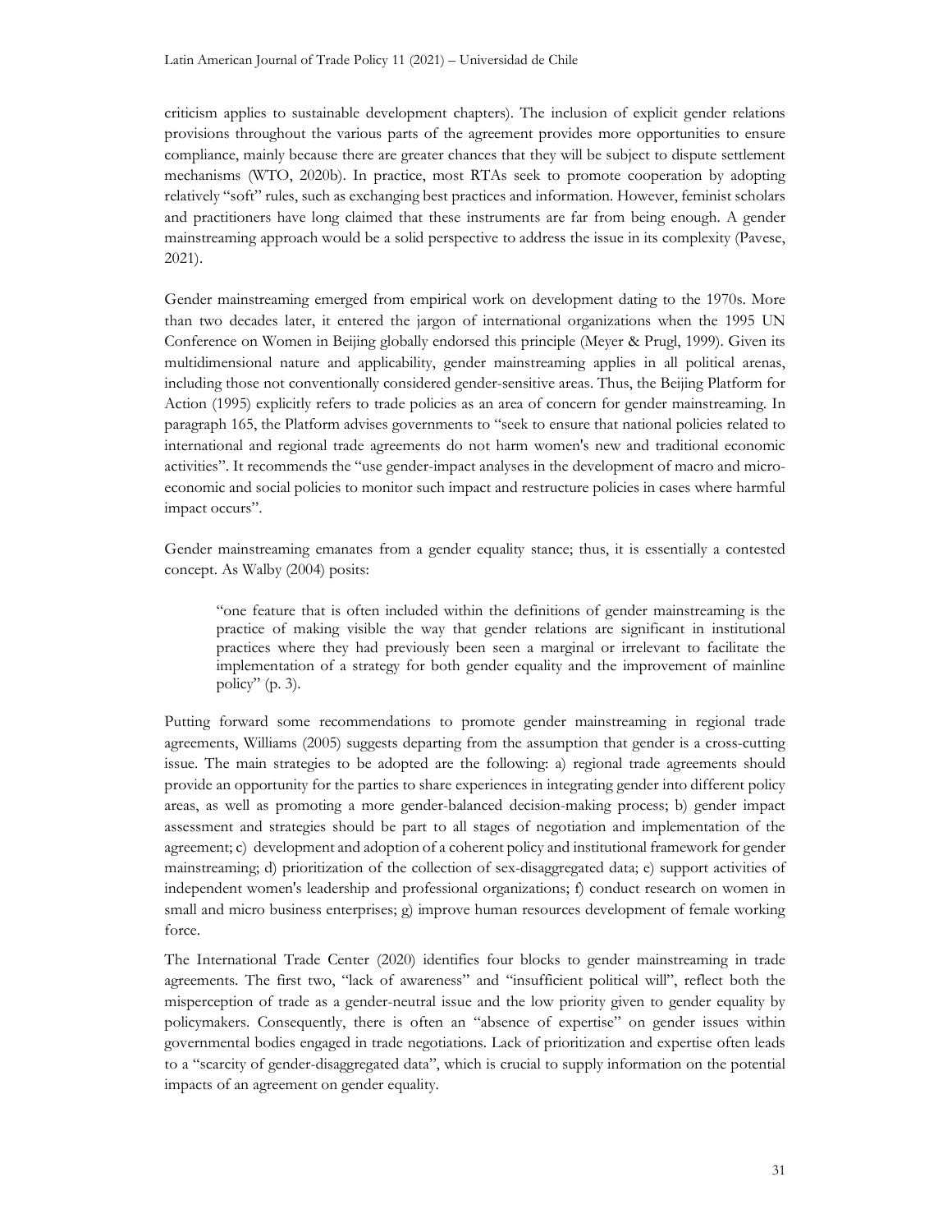criticism applies to sustainable development chapters). The inclusion of explicit gender relations provisions throughout the various parts of the agreement provides more opportunities to ensure compliance, mainly because there are greater chances that they will be subject to dispute settlement mechanisms (WTO, 2020b). In practice, most RTAs seek to promote cooperation by adopting relatively "soft" rules, such as exchanging best practices and information. However, feminist scholars and practitioners have long claimed that these instruments are far from being enough. A gender mainstreaming approach would be a solid perspective to address the issue in its complexity (Pavese, 2021).

Gender mainstreaming emerged from empirical work on development dating to the 1970s. More than two decades later, it entered the jargon of international organizations when the 1995 UN Conference on Women in Beijing globally endorsed this principle (Meyer & Prugl, 1999). Given its multidimensional nature and applicability, gender mainstreaming applies in all political arenas, including those not conventionally considered gender-sensitive areas. Thus, the Beijing Platform for Action (1995) explicitly refers to trade policies as an area of concern for gender mainstreaming. In paragraph 165, the Platform advises governments to "seek to ensure that national policies related to international and regional trade agreements do not harm women's new and traditional economic activities". It recommends the "use gender-impact analyses in the development of macro and micro-economic and social policies to monitor such impact and restructure policies in cases where harmful impact occurs".

Gender mainstreaming emanates from a gender equality stance; thus, it is essentially a contested concept. As Walby (2004) posits:

> "one feature that is often included within the definitions of gender mainstreaming is the practice of making visible the way that gender relations are significant in institutional practices where they had previously been seen a marginal or irrelevant to facilitate the implementation of a strategy for both gender equality and the improvement of mainline policy" (p. 3).

Putting forward some recommendations to promote gender mainstreaming in regional trade agreements, Williams (2005) suggests departing from the assumption that gender is a cross-cutting issue. The main strategies to be adopted are the following: a) regional trade agreements should provide an opportunity for the parties to share experiences in integrating gender into different policy areas, as well as promoting a more gender-balanced decision-making process; b) gender impact assessment and strategies should be part to all stages of negotiation and implementation of the agreement; c) development and adoption of a coherent policy and institutional framework for gender mainstreaming; d) prioritization of the collection of sex-disaggregated data; e) support activities of independent women's leadership and professional organizations; f) conduct research on women in small and micro business enterprises; g) improve human resources development of female working force.

The International Trade Center (2020) identifies four blocks to gender mainstreaming in trade agreements. The first two, "lack of awareness" and "insufficient political will", reflect both the misperception of trade as a gender-neutral issue and the low priority given to gender equality by policymakers. Consequently, there is often an "absence of expertise" on gender issues within governmental bodies engaged in trade negotiations. Lack of prioritization and expertise often leads to a "scarcity of gender-disaggregated data", which is crucial to supply information on the potential impacts of an agreement on gender equality.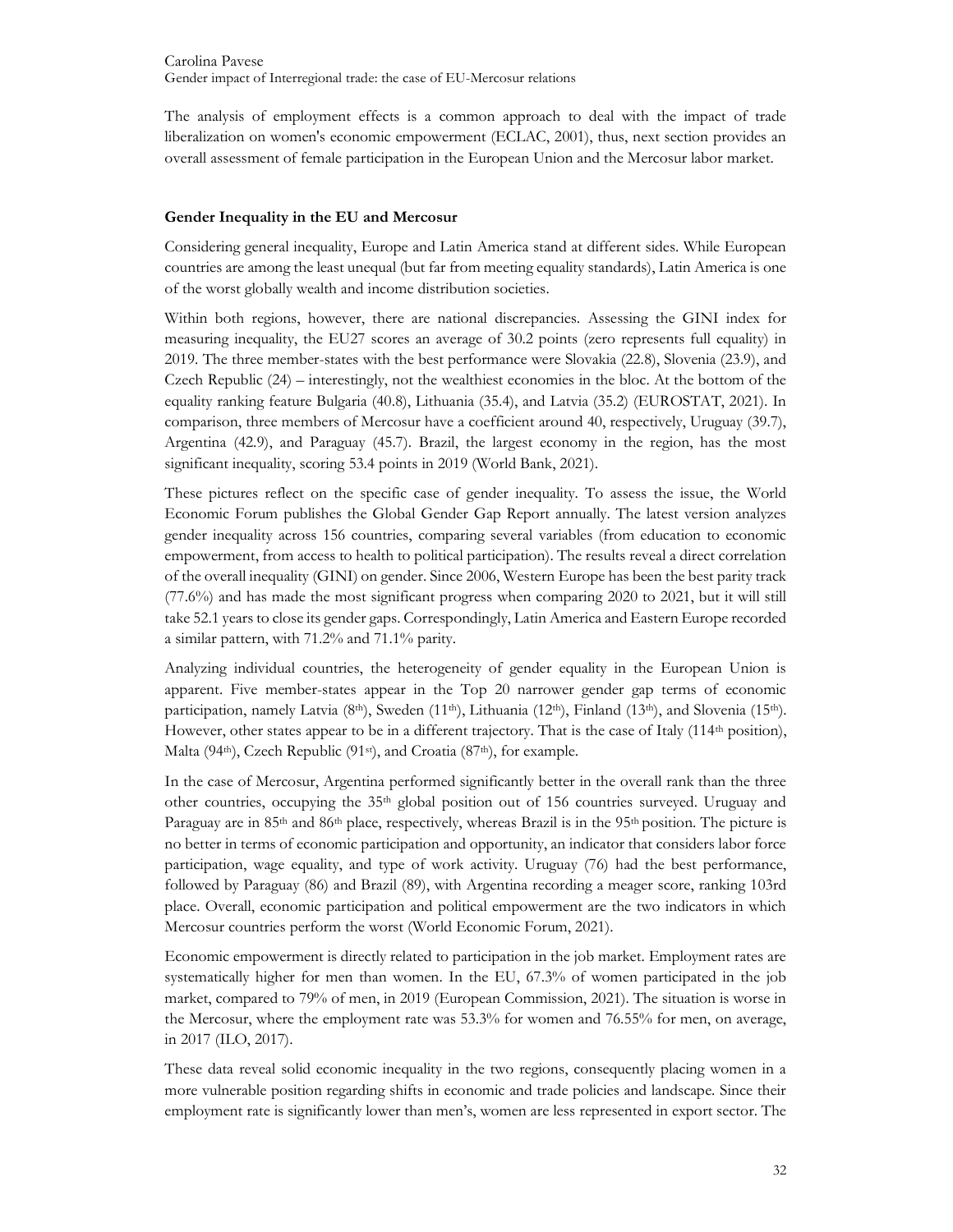The analysis of employment effects is a common approach to deal with the impact of trade liberalization on women's economic empowerment (ECLAC, 2001), thus, next section provides an overall assessment of female participation in the European Union and the Mercosur labor market.

## Gender Inequality in the EU and Mercosur

Considering general inequality, Europe and Latin America stand at different sides. While European countries are among the least unequal (but far from meeting equality standards), Latin America is one of the worst globally wealth and income distribution societies.

Within both regions, however, there are national discrepancies. Assessing the GINI index for measuring inequality, the EU27 scores an average of 30.2 points (zero represents full equality) in 2019. The three member-states with the best performance were Slovakia (22.8), Slovenia (23.9), and Czech Republic (24) – interestingly, not the wealthiest economies in the bloc. At the bottom of the equality ranking feature Bulgaria (40.8), Lithuania (35.4), and Latvia (35.2) (EUROSTAT, 2021). In comparison, three members of Mercosur have a coefficient around 40, respectively, Uruguay (39.7), Argentina (42.9), and Paraguay (45.7). Brazil, the largest economy in the region, has the most significant inequality, scoring 53.4 points in 2019 (World Bank, 2021).

These pictures reflect on the specific case of gender inequality. To assess the issue, the World Economic Forum publishes the Global Gender Gap Report annually. The latest version analyzes gender inequality across 156 countries, comparing several variables (from education to economic empowerment, from access to health to political participation). The results reveal a direct correlation of the overall inequality (GINI) on gender. Since 2006, Western Europe has been the best parity track (77.6%) and has made the most significant progress when comparing 2020 to 2021, but it will still take 52.1 years to close its gender gaps. Correspondingly, Latin America and Eastern Europe recorded a similar pattern, with 71.2% and 71.1% parity.

Analyzing individual countries, the heterogeneity of gender equality in the European Union is apparent. Five member-states appear in the Top 20 narrower gender gap terms of economic participation, namely Latvia (8th), Sweden (11th), Lithuania (12th), Finland (13th), and Slovenia (15th). However, other states appear to be in a different trajectory. That is the case of Italy (114th position), Malta (94th), Czech Republic (91st), and Croatia (87th), for example.

In the case of Mercosur, Argentina performed significantly better in the overall rank than the three other countries, occupying the 35th global position out of 156 countries surveyed. Uruguay and Paraguay are in 85th and 86th place, respectively, whereas Brazil is in the 95th position. The picture is no better in terms of economic participation and opportunity, an indicator that considers labor force participation, wage equality, and type of work activity. Uruguay (76) had the best performance, followed by Paraguay (86) and Brazil (89), with Argentina recording a meager score, ranking 103rd place. Overall, economic participation and political empowerment are the two indicators in which Mercosur countries perform the worst (World Economic Forum, 2021).

Economic empowerment is directly related to participation in the job market. Employment rates are systematically higher for men than women. In the EU, 67.3% of women participated in the job market, compared to 79% of men, in 2019 (European Commission, 2021). The situation is worse in the Mercosur, where the employment rate was 53.3% for women and 76.55% for men, on average, in 2017 (ILO, 2017).

These data reveal solid economic inequality in the two regions, consequently placing women in a more vulnerable position regarding shifts in economic and trade policies and landscape. Since their employment rate is significantly lower than men's, women are less represented in export sector. The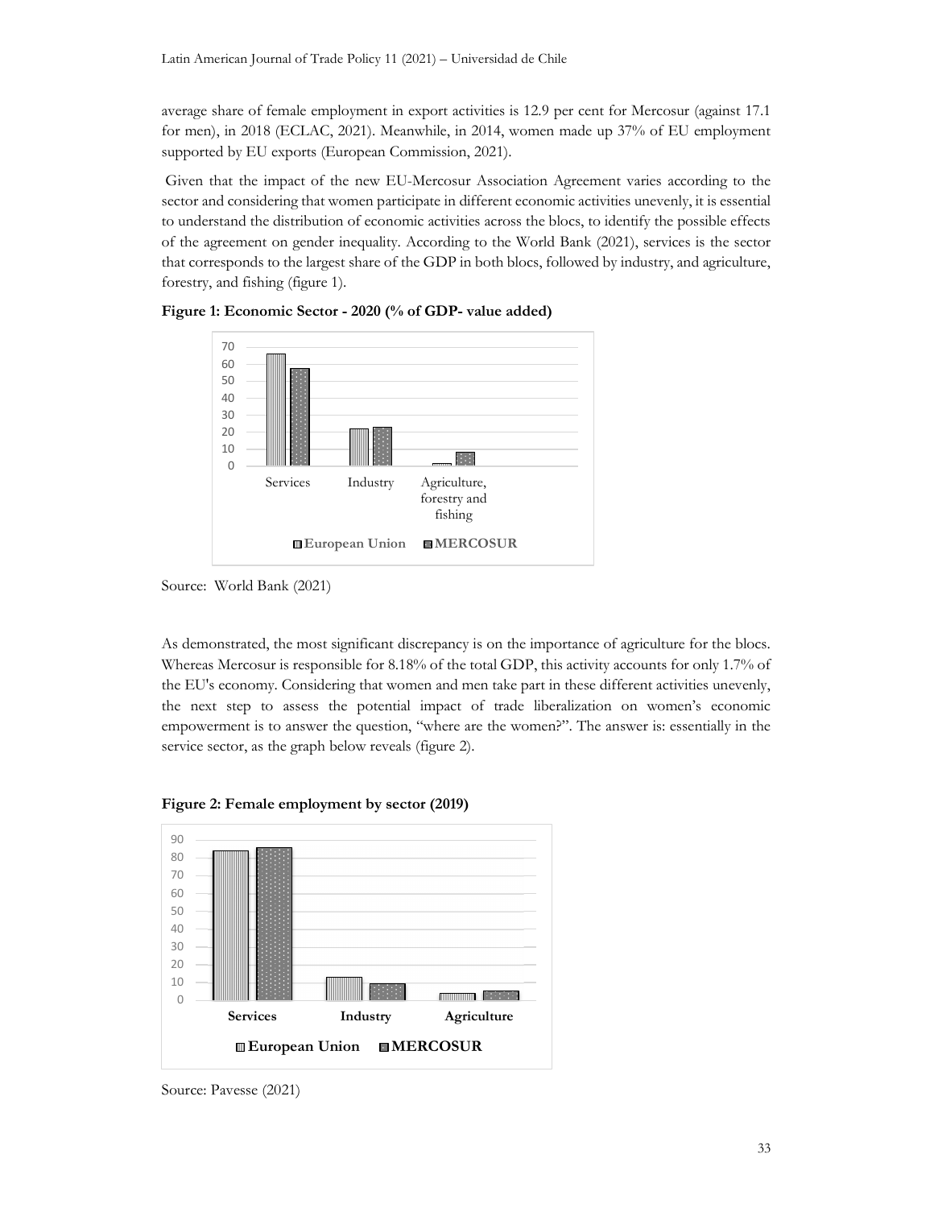average share of female employment in export activities is 12.9 per cent for Mercosur (against 17.1 for men), in 2018 (ECLAC, 2021). Meanwhile, in 2014, women made up 37% of EU employment supported by EU exports (European Commission, 2021).

Given that the impact of the new EU-Mercosur Association Agreement varies according to the sector and considering that women participate in different economic activities unevenly, it is essential to understand the distribution of economic activities across the blocs, to identify the possible effects of the agreement on gender inequality. According to the World Bank (2021), services is the sector that corresponds to the largest share of the GDP in both blocs, followed by industry, and agriculture, forestry, and fishing (figure 1).

**Figure 1: Economic Sector - 2020 (% of GDP- value added)**

Source: World Bank (2021)

As demonstrated, the most significant discrepancy is on the importance of agriculture for the blocs. Whereas Mercosur is responsible for 8.18% of the total GDP, this activity accounts for only 1.7% of the EU's economy. Considering that women and men take part in these different activities unevenly, the next step to assess the potential impact of trade liberalization on women's economic empowerment is to answer the question, "where are the women?". The answer is: essentially in the service sector, as the graph below reveals (figure 2).

**Figure 2: Female employment by sector (2019)**

Source: Pavesse (2021)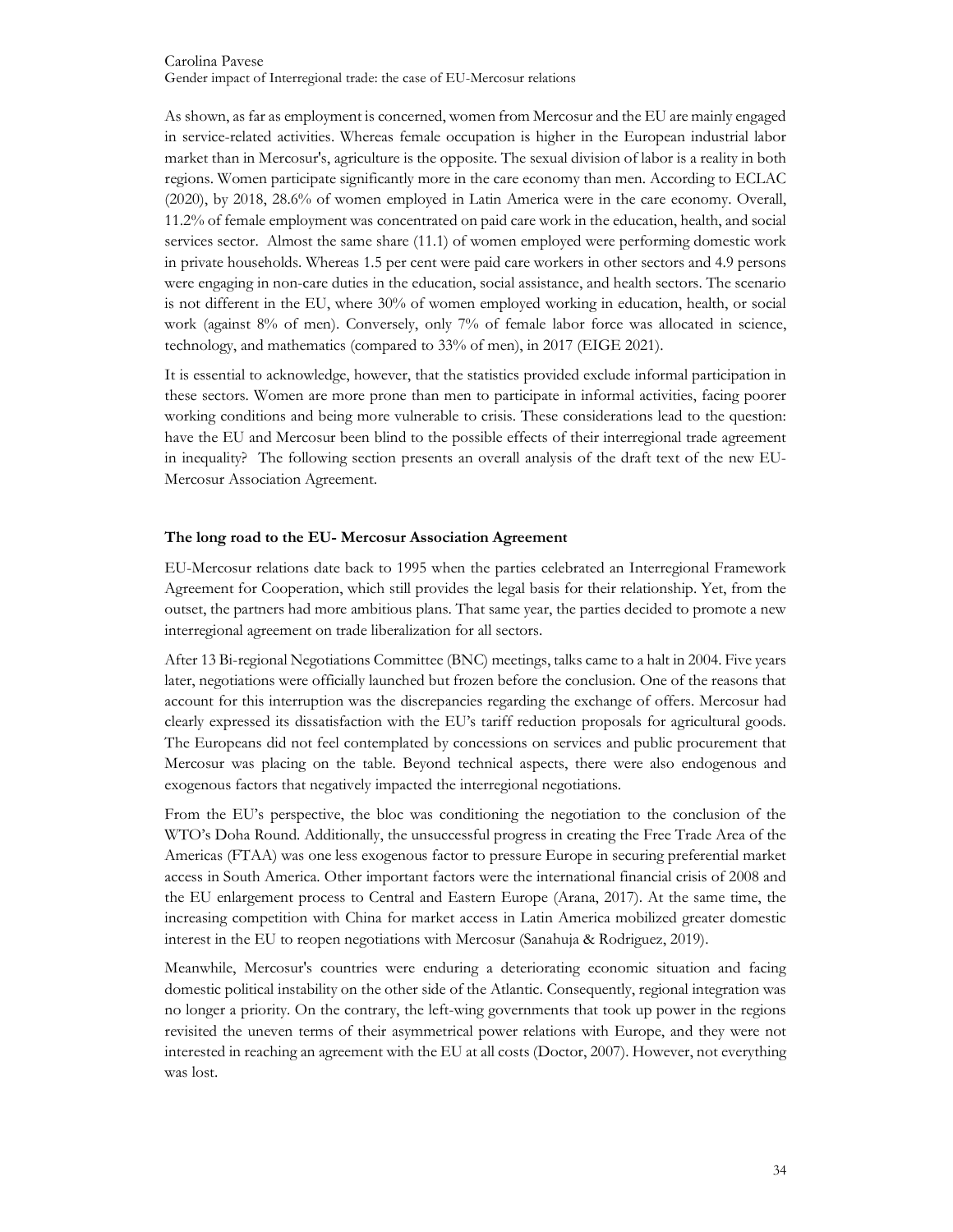As shown, as far as employment is concerned, women from Mercosur and the EU are mainly engaged in service-related activities. Whereas female occupation is higher in the European industrial labor market than in Mercosur's, agriculture is the opposite. The sexual division of labor is a reality in both regions. Women participate significantly more in the care economy than men. According to ECLAC (2020), by 2018, 28.6% of women employed in Latin America were in the care economy. Overall, 11.2% of female employment was concentrated on paid care work in the education, health, and social services sector. Almost the same share (11.1) of women employed were performing domestic work in private households. Whereas 1.5 per cent were paid care workers in other sectors and 4.9 persons were engaging in non-care duties in the education, social assistance, and health sectors. The scenario is not different in the EU, where 30% of women employed working in education, health, or social work (against 8% of men). Conversely, only 7% of female labor force was allocated in science, technology, and mathematics (compared to 33% of men), in 2017 (EIGE 2021).

It is essential to acknowledge, however, that the statistics provided exclude informal participation in these sectors. Women are more prone than men to participate in informal activities, facing poorer working conditions and being more vulnerable to crisis. These considerations lead to the question: have the EU and Mercosur been blind to the possible effects of their interregional trade agreement in inequality? The following section presents an overall analysis of the draft text of the new EU-Mercosur Association Agreement.

## The long road to the EU- Mercosur Association Agreement

EU-Mercosur relations date back to 1995 when the parties celebrated an Interregional Framework Agreement for Cooperation, which still provides the legal basis for their relationship. Yet, from the outset, the partners had more ambitious plans. That same year, the parties decided to promote a new interregional agreement on trade liberalization for all sectors.

After 13 Bi-regional Negotiations Committee (BNC) meetings, talks came to a halt in 2004. Five years later, negotiations were officially launched but frozen before the conclusion. One of the reasons that account for this interruption was the discrepancies regarding the exchange of offers. Mercosur had clearly expressed its dissatisfaction with the EU's tariff reduction proposals for agricultural goods. The Europeans did not feel contemplated by concessions on services and public procurement that Mercosur was placing on the table. Beyond technical aspects, there were also endogenous and exogenous factors that negatively impacted the interregional negotiations.

From the EU's perspective, the bloc was conditioning the negotiation to the conclusion of the WTO's Doha Round. Additionally, the unsuccessful progress in creating the Free Trade Area of the Americas (FTAA) was one less exogenous factor to pressure Europe in securing preferential market access in South America. Other important factors were the international financial crisis of 2008 and the EU enlargement process to Central and Eastern Europe (Arana, 2017). At the same time, the increasing competition with China for market access in Latin America mobilized greater domestic interest in the EU to reopen negotiations with Mercosur (Sanahuja & Rodriguez, 2019).

Meanwhile, Mercosur's countries were enduring a deteriorating economic situation and facing domestic political instability on the other side of the Atlantic. Consequently, regional integration was no longer a priority. On the contrary, the left-wing governments that took up power in the regions revisited the uneven terms of their asymmetrical power relations with Europe, and they were not interested in reaching an agreement with the EU at all costs (Doctor, 2007). However, not everything was lost.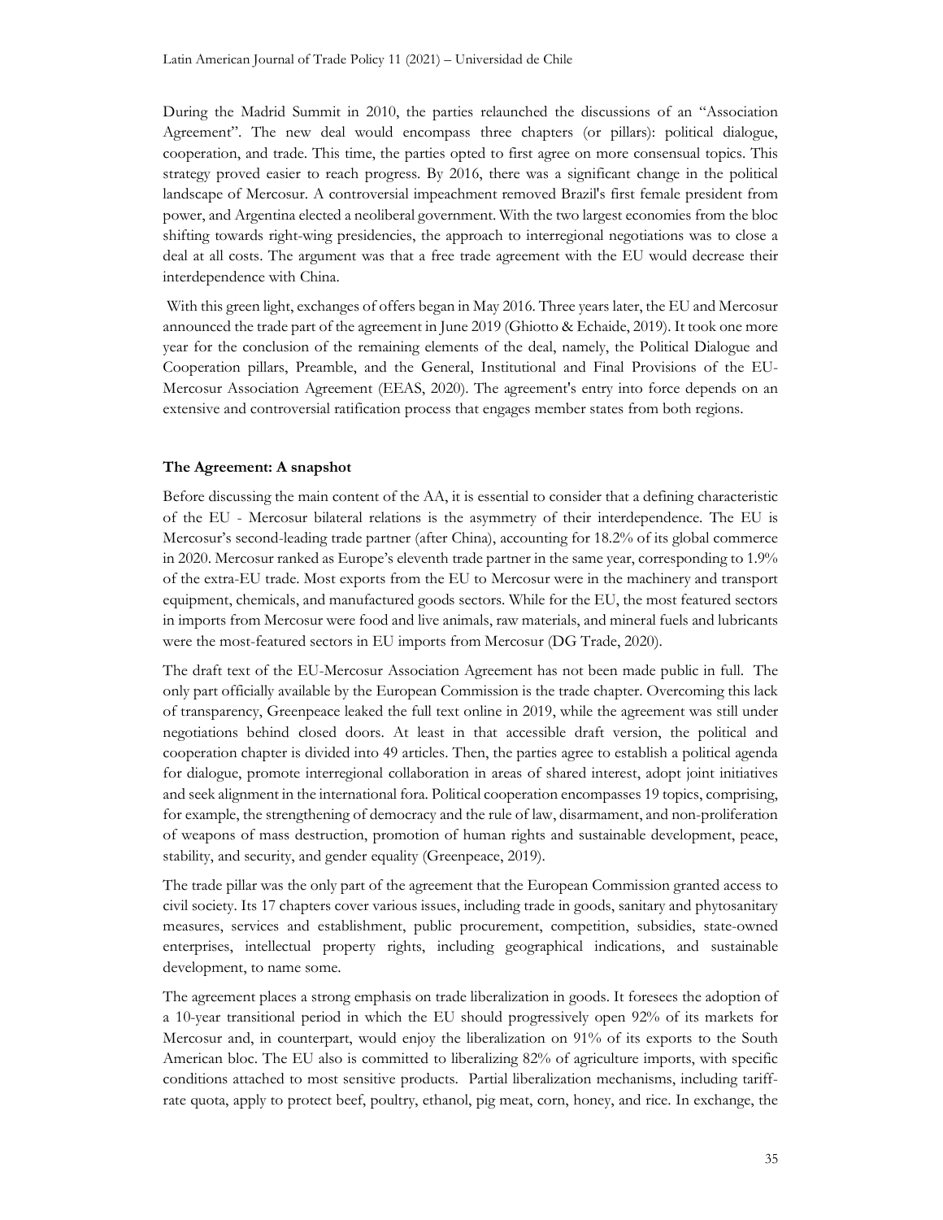During the Madrid Summit in 2010, the parties relaunched the discussions of an "Association Agreement". The new deal would encompass three chapters (or pillars): political dialogue, cooperation, and trade. This time, the parties opted to first agree on more consensual topics. This strategy proved easier to reach progress. By 2016, there was a significant change in the political landscape of Mercosur. A controversial impeachment removed Brazil's first female president from power, and Argentina elected a neoliberal government. With the two largest economies from the bloc shifting towards right-wing presidencies, the approach to interregional negotiations was to close a deal at all costs. The argument was that a free trade agreement with the EU would decrease their interdependence with China.

With this green light, exchanges of offers began in May 2016. Three years later, the EU and Mercosur announced the trade part of the agreement in June 2019 (Ghiotto & Echaide, 2019). It took one more year for the conclusion of the remaining elements of the deal, namely, the Political Dialogue and Cooperation pillars, Preamble, and the General, Institutional and Final Provisions of the EU-Mercosur Association Agreement (EEAS, 2020). The agreement's entry into force depends on an extensive and controversial ratification process that engages member states from both regions.

**The Agreement: A snapshot**

Before discussing the main content of the AA, it is essential to consider that a defining characteristic of the EU - Mercosur bilateral relations is the asymmetry of their interdependence. The EU is Mercosur's second-leading trade partner (after China), accounting for 18.2% of its global commerce in 2020. Mercosur ranked as Europe's eleventh trade partner in the same year, corresponding to 1.9% of the extra-EU trade. Most exports from the EU to Mercosur were in the machinery and transport equipment, chemicals, and manufactured goods sectors. While for the EU, the most featured sectors in imports from Mercosur were food and live animals, raw materials, and mineral fuels and lubricants were the most-featured sectors in EU imports from Mercosur (DG Trade, 2020).

The draft text of the EU-Mercosur Association Agreement has not been made public in full. The only part officially available by the European Commission is the trade chapter. Overcoming this lack of transparency, Greenpeace leaked the full text online in 2019, while the agreement was still under negotiations behind closed doors. At least in that accessible draft version, the political and cooperation chapter is divided into 49 articles. Then, the parties agree to establish a political agenda for dialogue, promote interregional collaboration in areas of shared interest, adopt joint initiatives and seek alignment in the international fora. Political cooperation encompasses 19 topics, comprising, for example, the strengthening of democracy and the rule of law, disarmament, and non-proliferation of weapons of mass destruction, promotion of human rights and sustainable development, peace, stability, and security, and gender equality (Greenpeace, 2019).

The trade pillar was the only part of the agreement that the European Commission granted access to civil society. Its 17 chapters cover various issues, including trade in goods, sanitary and phytosanitary measures, services and establishment, public procurement, competition, subsidies, state-owned enterprises, intellectual property rights, including geographical indications, and sustainable development, to name some.

The agreement places a strong emphasis on trade liberalization in goods. It foresees the adoption of a 10-year transitional period in which the EU should progressively open 92% of its markets for Mercosur and, in counterpart, would enjoy the liberalization on 91% of its exports to the South American bloc. The EU also is committed to liberalizing 82% of agriculture imports, with specific conditions attached to most sensitive products. Partial liberalization mechanisms, including tariff-rate quota, apply to protect beef, poultry, ethanol, pig meat, corn, honey, and rice. In exchange, the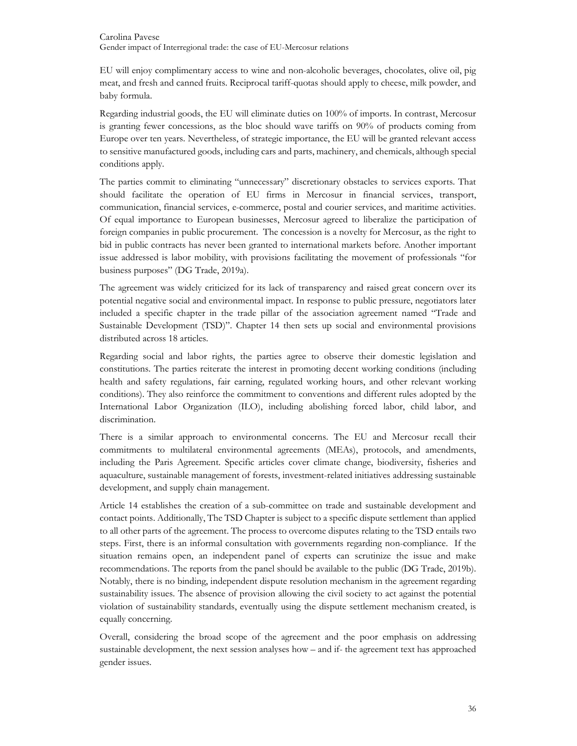EU will enjoy complimentary access to wine and non-alcoholic beverages, chocolates, olive oil, pig meat, and fresh and canned fruits. Reciprocal tariff-quotas should apply to cheese, milk powder, and baby formula.

Regarding industrial goods, the EU will eliminate duties on 100% of imports. In contrast, Mercosur is granting fewer concessions, as the bloc should wave tariffs on 90% of products coming from Europe over ten years. Nevertheless, of strategic importance, the EU will be granted relevant access to sensitive manufactured goods, including cars and parts, machinery, and chemicals, although special conditions apply.

The parties commit to eliminating "unnecessary" discretionary obstacles to services exports. That should facilitate the operation of EU firms in Mercosur in financial services, transport, communication, financial services, e-commerce, postal and courier services, and maritime activities. Of equal importance to European businesses, Mercosur agreed to liberalize the participation of foreign companies in public procurement. The concession is a novelty for Mercosur, as the right to bid in public contracts has never been granted to international markets before. Another important issue addressed is labor mobility, with provisions facilitating the movement of professionals "for business purposes" (DG Trade, 2019a).

The agreement was widely criticized for its lack of transparency and raised great concern over its potential negative social and environmental impact. In response to public pressure, negotiators later included a specific chapter in the trade pillar of the association agreement named "Trade and Sustainable Development (TSD)". Chapter 14 then sets up social and environmental provisions distributed across 18 articles.

Regarding social and labor rights, the parties agree to observe their domestic legislation and constitutions. The parties reiterate the interest in promoting decent working conditions (including health and safety regulations, fair earning, regulated working hours, and other relevant working conditions). They also reinforce the commitment to conventions and different rules adopted by the International Labor Organization (ILO), including abolishing forced labor, child labor, and discrimination.

There is a similar approach to environmental concerns. The EU and Mercosur recall their commitments to multilateral environmental agreements (MEAs), protocols, and amendments, including the Paris Agreement. Specific articles cover climate change, biodiversity, fisheries and aquaculture, sustainable management of forests, investment-related initiatives addressing sustainable development, and supply chain management.

Article 14 establishes the creation of a sub-committee on trade and sustainable development and contact points. Additionally, The TSD Chapter is subject to a specific dispute settlement than applied to all other parts of the agreement. The process to overcome disputes relating to the TSD entails two steps. First, there is an informal consultation with governments regarding non-compliance. If the situation remains open, an independent panel of experts can scrutinize the issue and make recommendations. The reports from the panel should be available to the public (DG Trade, 2019b). Notably, there is no binding, independent dispute resolution mechanism in the agreement regarding sustainability issues. The absence of provision allowing the civil society to act against the potential violation of sustainability standards, eventually using the dispute settlement mechanism created, is equally concerning.

Overall, considering the broad scope of the agreement and the poor emphasis on addressing sustainable development, the next session analyses how – and if- the agreement text has approached gender issues.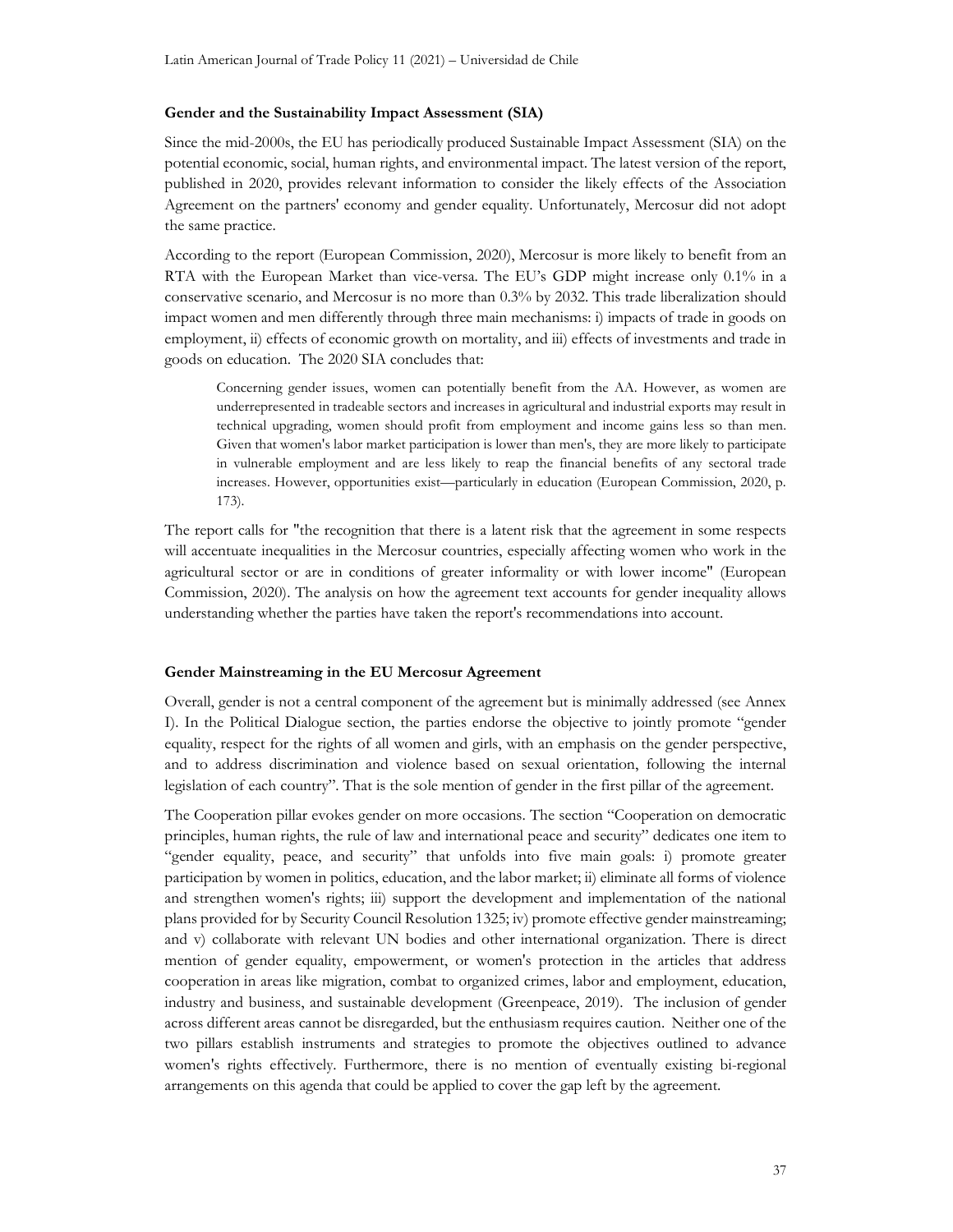### Gender and the Sustainability Impact Assessment (SIA)

Since the mid-2000s, the EU has periodically produced Sustainable Impact Assessment (SIA) on the potential economic, social, human rights, and environmental impact. The latest version of the report, published in 2020, provides relevant information to consider the likely effects of the Association Agreement on the partners' economy and gender equality. Unfortunately, Mercosur did not adopt the same practice.

According to the report (European Commission, 2020), Mercosur is more likely to benefit from an RTA with the European Market than vice-versa. The EU's GDP might increase only 0.1% in a conservative scenario, and Mercosur is no more than 0.3% by 2032. This trade liberalization should impact women and men differently through three main mechanisms: i) impacts of trade in goods on employment, ii) effects of economic growth on mortality, and iii) effects of investments and trade in goods on education. The 2020 SIA concludes that:

> Concerning gender issues, women can potentially benefit from the AA. However, as women are underrepresented in tradeable sectors and increases in agricultural and industrial exports may result in technical upgrading, women should profit from employment and income gains less so than men. Given that women's labor market participation is lower than men's, they are more likely to participate in vulnerable employment and are less likely to reap the financial benefits of any sectoral trade increases. However, opportunities exist—particularly in education (European Commission, 2020, p. 173).

The report calls for "the recognition that there is a latent risk that the agreement in some respects will accentuate inequalities in the Mercosur countries, especially affecting women who work in the agricultural sector or are in conditions of greater informality or with lower income" (European Commission, 2020). The analysis on how the agreement text accounts for gender inequality allows understanding whether the parties have taken the report's recommendations into account.

### Gender Mainstreaming in the EU Mercosur Agreement

Overall, gender is not a central component of the agreement but is minimally addressed (see Annex I). In the Political Dialogue section, the parties endorse the objective to jointly promote "gender equality, respect for the rights of all women and girls, with an emphasis on the gender perspective, and to address discrimination and violence based on sexual orientation, following the internal legislation of each country". That is the sole mention of gender in the first pillar of the agreement.

The Cooperation pillar evokes gender on more occasions. The section "Cooperation on democratic principles, human rights, the rule of law and international peace and security" dedicates one item to "gender equality, peace, and security" that unfolds into five main goals: i) promote greater participation by women in politics, education, and the labor market; ii) eliminate all forms of violence and strengthen women's rights; iii) support the development and implementation of the national plans provided for by Security Council Resolution 1325; iv) promote effective gender mainstreaming; and v) collaborate with relevant UN bodies and other international organization. There is direct mention of gender equality, empowerment, or women's protection in the articles that address cooperation in areas like migration, combat to organized crimes, labor and employment, education, industry and business, and sustainable development (Greenpeace, 2019). The inclusion of gender across different areas cannot be disregarded, but the enthusiasm requires caution. Neither one of the two pillars establish instruments and strategies to promote the objectives outlined to advance women's rights effectively. Furthermore, there is no mention of eventually existing bi-regional arrangements on this agenda that could be applied to cover the gap left by the agreement.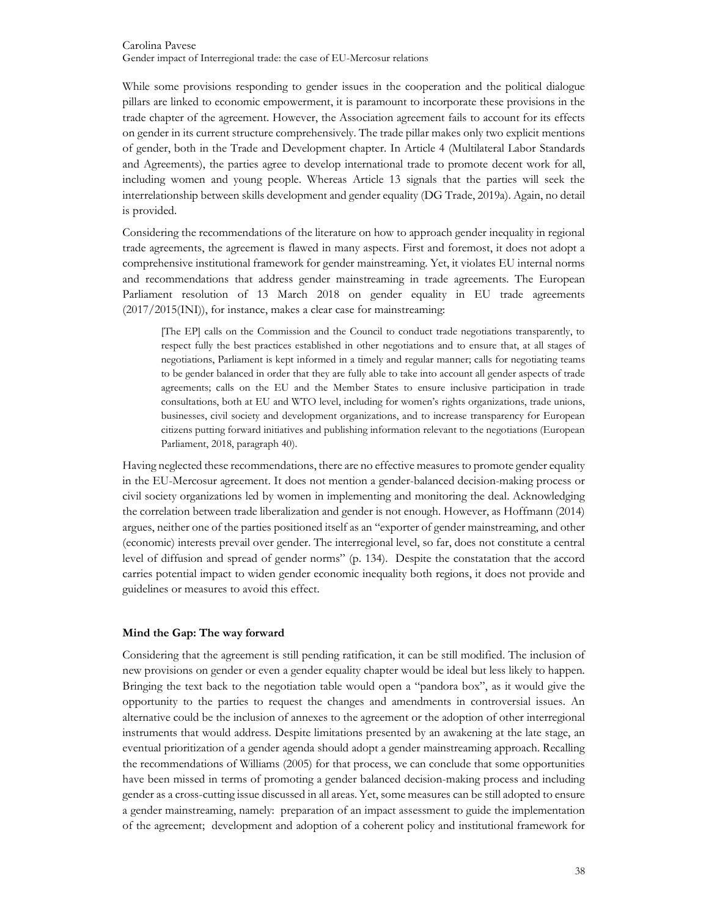While some provisions responding to gender issues in the cooperation and the political dialogue pillars are linked to economic empowerment, it is paramount to incorporate these provisions in the trade chapter of the agreement. However, the Association agreement fails to account for its effects on gender in its current structure comprehensively. The trade pillar makes only two explicit mentions of gender, both in the Trade and Development chapter. In Article 4 (Multilateral Labor Standards and Agreements), the parties agree to develop international trade to promote decent work for all, including women and young people. Whereas Article 13 signals that the parties will seek the interrelationship between skills development and gender equality (DG Trade, 2019a). Again, no detail is provided.

Considering the recommendations of the literature on how to approach gender inequality in regional trade agreements, the agreement is flawed in many aspects. First and foremost, it does not adopt a comprehensive institutional framework for gender mainstreaming. Yet, it violates EU internal norms and recommendations that address gender mainstreaming in trade agreements. The European Parliament resolution of 13 March 2018 on gender equality in EU trade agreements (2017/2015(INI)), for instance, makes a clear case for mainstreaming:

> [The EP] calls on the Commission and the Council to conduct trade negotiations transparently, to respect fully the best practices established in other negotiations and to ensure that, at all stages of negotiations, Parliament is kept informed in a timely and regular manner; calls for negotiating teams to be gender balanced in order that they are fully able to take into account all gender aspects of trade agreements; calls on the EU and the Member States to ensure inclusive participation in trade consultations, both at EU and WTO level, including for women's rights organizations, trade unions, businesses, civil society and development organizations, and to increase transparency for European citizens putting forward initiatives and publishing information relevant to the negotiations (European Parliament, 2018, paragraph 40).

Having neglected these recommendations, there are no effective measures to promote gender equality in the EU-Mercosur agreement. It does not mention a gender-balanced decision-making process or civil society organizations led by women in implementing and monitoring the deal. Acknowledging the correlation between trade liberalization and gender is not enough. However, as Hoffmann (2014) argues, neither one of the parties positioned itself as an "exporter of gender mainstreaming, and other (economic) interests prevail over gender. The interregional level, so far, does not constitute a central level of diffusion and spread of gender norms" (p. 134). Despite the constatation that the accord carries potential impact to widen gender economic inequality both regions, it does not provide and guidelines or measures to avoid this effect.

**Mind the Gap: The way forward**

Considering that the agreement is still pending ratification, it can be still modified. The inclusion of new provisions on gender or even a gender equality chapter would be ideal but less likely to happen. Bringing the text back to the negotiation table would open a "pandora box", as it would give the opportunity to the parties to request the changes and amendments in controversial issues. An alternative could be the inclusion of annexes to the agreement or the adoption of other interregional instruments that would address. Despite limitations presented by an awakening at the late stage, an eventual prioritization of a gender agenda should adopt a gender mainstreaming approach. Recalling the recommendations of Williams (2005) for that process, we can conclude that some opportunities have been missed in terms of promoting a gender balanced decision-making process and including gender as a cross-cutting issue discussed in all areas. Yet, some measures can be still adopted to ensure a gender mainstreaming, namely: preparation of an impact assessment to guide the implementation of the agreement; development and adoption of a coherent policy and institutional framework for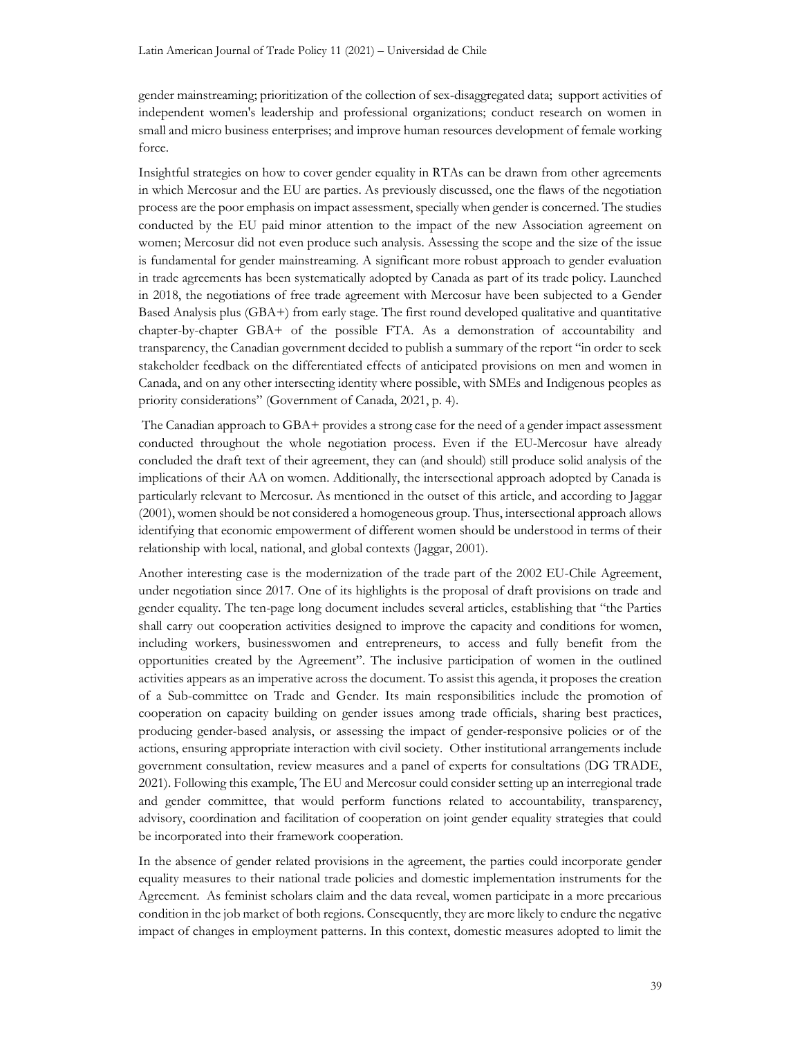gender mainstreaming; prioritization of the collection of sex-disaggregated data; support activities of independent women's leadership and professional organizations; conduct research on women in small and micro business enterprises; and improve human resources development of female working force.

Insightful strategies on how to cover gender equality in RTAs can be drawn from other agreements in which Mercosur and the EU are parties. As previously discussed, one the flaws of the negotiation process are the poor emphasis on impact assessment, specially when gender is concerned. The studies conducted by the EU paid minor attention to the impact of the new Association agreement on women; Mercosur did not even produce such analysis. Assessing the scope and the size of the issue is fundamental for gender mainstreaming. A significant more robust approach to gender evaluation in trade agreements has been systematically adopted by Canada as part of its trade policy. Launched in 2018, the negotiations of free trade agreement with Mercosur have been subjected to a Gender Based Analysis plus (GBA+) from early stage. The first round developed qualitative and quantitative chapter-by-chapter GBA+ of the possible FTA. As a demonstration of accountability and transparency, the Canadian government decided to publish a summary of the report "in order to seek stakeholder feedback on the differentiated effects of anticipated provisions on men and women in Canada, and on any other intersecting identity where possible, with SMEs and Indigenous peoples as priority considerations" (Government of Canada, 2021, p. 4).

The Canadian approach to GBA+ provides a strong case for the need of a gender impact assessment conducted throughout the whole negotiation process. Even if the EU-Mercosur have already concluded the draft text of their agreement, they can (and should) still produce solid analysis of the implications of their AA on women. Additionally, the intersectional approach adopted by Canada is particularly relevant to Mercosur. As mentioned in the outset of this article, and according to Jaggar (2001), women should be not considered a homogeneous group. Thus, intersectional approach allows identifying that economic empowerment of different women should be understood in terms of their relationship with local, national, and global contexts (Jaggar, 2001).

Another interesting case is the modernization of the trade part of the 2002 EU-Chile Agreement, under negotiation since 2017. One of its highlights is the proposal of draft provisions on trade and gender equality. The ten-page long document includes several articles, establishing that "the Parties shall carry out cooperation activities designed to improve the capacity and conditions for women, including workers, businesswomen and entrepreneurs, to access and fully benefit from the opportunities created by the Agreement". The inclusive participation of women in the outlined activities appears as an imperative across the document. To assist this agenda, it proposes the creation of a Sub-committee on Trade and Gender. Its main responsibilities include the promotion of cooperation on capacity building on gender issues among trade officials, sharing best practices, producing gender-based analysis, or assessing the impact of gender-responsive policies or of the actions, ensuring appropriate interaction with civil society. Other institutional arrangements include government consultation, review measures and a panel of experts for consultations (DG TRADE, 2021). Following this example, The EU and Mercosur could consider setting up an interregional trade and gender committee, that would perform functions related to accountability, transparency, advisory, coordination and facilitation of cooperation on joint gender equality strategies that could be incorporated into their framework cooperation.

In the absence of gender related provisions in the agreement, the parties could incorporate gender equality measures to their national trade policies and domestic implementation instruments for the Agreement. As feminist scholars claim and the data reveal, women participate in a more precarious condition in the job market of both regions. Consequently, they are more likely to endure the negative impact of changes in employment patterns. In this context, domestic measures adopted to limit the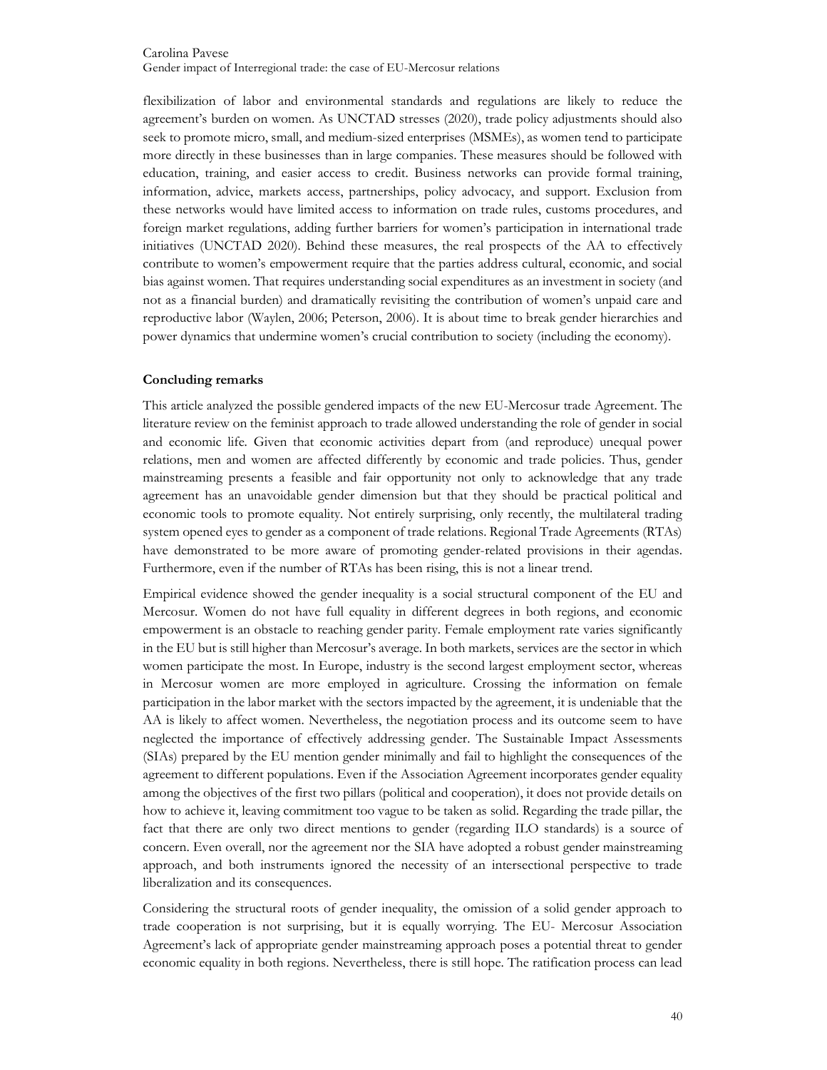flexibilization of labor and environmental standards and regulations are likely to reduce the agreement's burden on women. As UNCTAD stresses (2020), trade policy adjustments should also seek to promote micro, small, and medium-sized enterprises (MSMEs), as women tend to participate more directly in these businesses than in large companies. These measures should be followed with education, training, and easier access to credit. Business networks can provide formal training, information, advice, markets access, partnerships, policy advocacy, and support. Exclusion from these networks would have limited access to information on trade rules, customs procedures, and foreign market regulations, adding further barriers for women's participation in international trade initiatives (UNCTAD 2020). Behind these measures, the real prospects of the AA to effectively contribute to women's empowerment require that the parties address cultural, economic, and social bias against women. That requires understanding social expenditures as an investment in society (and not as a financial burden) and dramatically revisiting the contribution of women's unpaid care and reproductive labor (Waylen, 2006; Peterson, 2006). It is about time to break gender hierarchies and power dynamics that undermine women's crucial contribution to society (including the economy).

## Concluding remarks

This article analyzed the possible gendered impacts of the new EU-Mercosur trade Agreement. The literature review on the feminist approach to trade allowed understanding the role of gender in social and economic life. Given that economic activities depart from (and reproduce) unequal power relations, men and women are affected differently by economic and trade policies. Thus, gender mainstreaming presents a feasible and fair opportunity not only to acknowledge that any trade agreement has an unavoidable gender dimension but that they should be practical political and economic tools to promote equality. Not entirely surprising, only recently, the multilateral trading system opened eyes to gender as a component of trade relations. Regional Trade Agreements (RTAs) have demonstrated to be more aware of promoting gender-related provisions in their agendas. Furthermore, even if the number of RTAs has been rising, this is not a linear trend.

Empirical evidence showed the gender inequality is a social structural component of the EU and Mercosur. Women do not have full equality in different degrees in both regions, and economic empowerment is an obstacle to reaching gender parity. Female employment rate varies significantly in the EU but is still higher than Mercosur's average. In both markets, services are the sector in which women participate the most. In Europe, industry is the second largest employment sector, whereas in Mercosur women are more employed in agriculture. Crossing the information on female participation in the labor market with the sectors impacted by the agreement, it is undeniable that the AA is likely to affect women. Nevertheless, the negotiation process and its outcome seem to have neglected the importance of effectively addressing gender. The Sustainable Impact Assessments (SIAs) prepared by the EU mention gender minimally and fail to highlight the consequences of the agreement to different populations. Even if the Association Agreement incorporates gender equality among the objectives of the first two pillars (political and cooperation), it does not provide details on how to achieve it, leaving commitment too vague to be taken as solid. Regarding the trade pillar, the fact that there are only two direct mentions to gender (regarding ILO standards) is a source of concern. Even overall, nor the agreement nor the SIA have adopted a robust gender mainstreaming approach, and both instruments ignored the necessity of an intersectional perspective to trade liberalization and its consequences.

Considering the structural roots of gender inequality, the omission of a solid gender approach to trade cooperation is not surprising, but it is equally worrying. The EU- Mercosur Association Agreement's lack of appropriate gender mainstreaming approach poses a potential threat to gender economic equality in both regions. Nevertheless, there is still hope. The ratification process can lead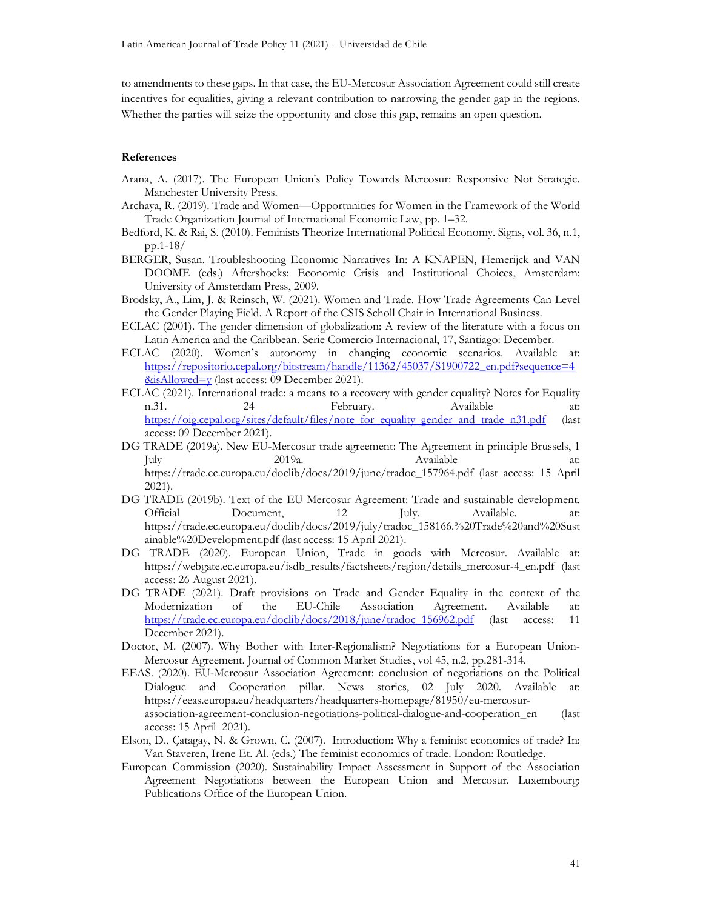to amendments to these gaps. In that case, the EU-Mercosur Association Agreement could still create incentives for equalities, giving a relevant contribution to narrowing the gender gap in the regions. Whether the parties will seize the opportunity and close this gap, remains an open question.

**References**

Arana, A. (2017). The European Union's Policy Towards Mercosur: Responsive Not Strategic. Manchester University Press.

Archaya, R. (2019). Trade and Women—Opportunities for Women in the Framework of the World Trade Organization Journal of International Economic Law, pp. 1–32.

Bedford, K. & Rai, S. (2010). Feminists Theorize International Political Economy. Signs, vol. 36, n.1, pp.1-18/

BERGER, Susan. Troubleshooting Economic Narratives In: A KNAPEN, Hemerijck and VAN DOOME (eds.) Aftershocks: Economic Crisis and Institutional Choices, Amsterdam: University of Amsterdam Press, 2009.

Brodsky, A., Lim, J. & Reinsch, W. (2021). Women and Trade. How Trade Agreements Can Level the Gender Playing Field. A Report of the CSIS Scholl Chair in International Business.

ECLAC (2001). The gender dimension of globalization: A review of the literature with a focus on Latin America and the Caribbean. Serie Comercio Internacional, 17, Santiago: December.

ECLAC (2020). Women's autonomy in changing economic scenarios. Available at: https://repositorio.cepal.org/bitstream/handle/11362/45037/S1900722_en.pdf?sequence=4&isAllowed=y (last access: 09 December 2021).

ECLAC (2021). International trade: a means to a recovery with gender equality? Notes for Equality n.31. 24 February. Available at: https://oig.cepal.org/sites/default/files/note_for_equality_gender_and_trade_n31.pdf (last access: 09 December 2021).

DG TRADE (2019a). New EU-Mercosur trade agreement: The Agreement in principle Brussels, 1 July 2019a. Available at: https://trade.ec.europa.eu/doclib/docs/2019/june/tradoc_157964.pdf (last access: 15 April 2021).

DG TRADE (2019b). Text of the EU Mercosur Agreement: Trade and sustainable development. Official Document, 12 July. Available. at: https://trade.ec.europa.eu/doclib/docs/2019/july/tradoc_158166.%20Trade%20and%20Sustainable%20Development.pdf (last access: 15 April 2021).

DG TRADE (2020). European Union, Trade in goods with Mercosur. Available at: https://webgate.ec.europa.eu/isdb_results/factsheets/region/details_mercosur-4_en.pdf (last access: 26 August 2021).

DG TRADE (2021). Draft provisions on Trade and Gender Equality in the context of the Modernization of the EU-Chile Association Agreement. Available at: https://trade.ec.europa.eu/doclib/docs/2018/june/tradoc_156962.pdf (last access: 11 December 2021).

Doctor, M. (2007). Why Bother with Inter-Regionalism? Negotiations for a European Union-Mercosur Agreement. Journal of Common Market Studies, vol 45, n.2, pp.281-314.

EEAS. (2020). EU-Mercosur Association Agreement: conclusion of negotiations on the Political Dialogue and Cooperation pillar. News stories, 02 July 2020. Available at: https://eeas.europa.eu/headquarters/headquarters-homepage/81950/eu-mercosur-association-agreement-conclusion-negotiations-political-dialogue-and-cooperation_en (last access: 15 April 2021).

Elson, D., Çatagay, N. & Grown, C. (2007). Introduction: Why a feminist economics of trade? In: Van Staveren, Irene Et. Al. (eds.) The feminist economics of trade. London: Routledge.

European Commission (2020). Sustainability Impact Assessment in Support of the Association Agreement Negotiations between the European Union and Mercosur. Luxembourg: Publications Office of the European Union.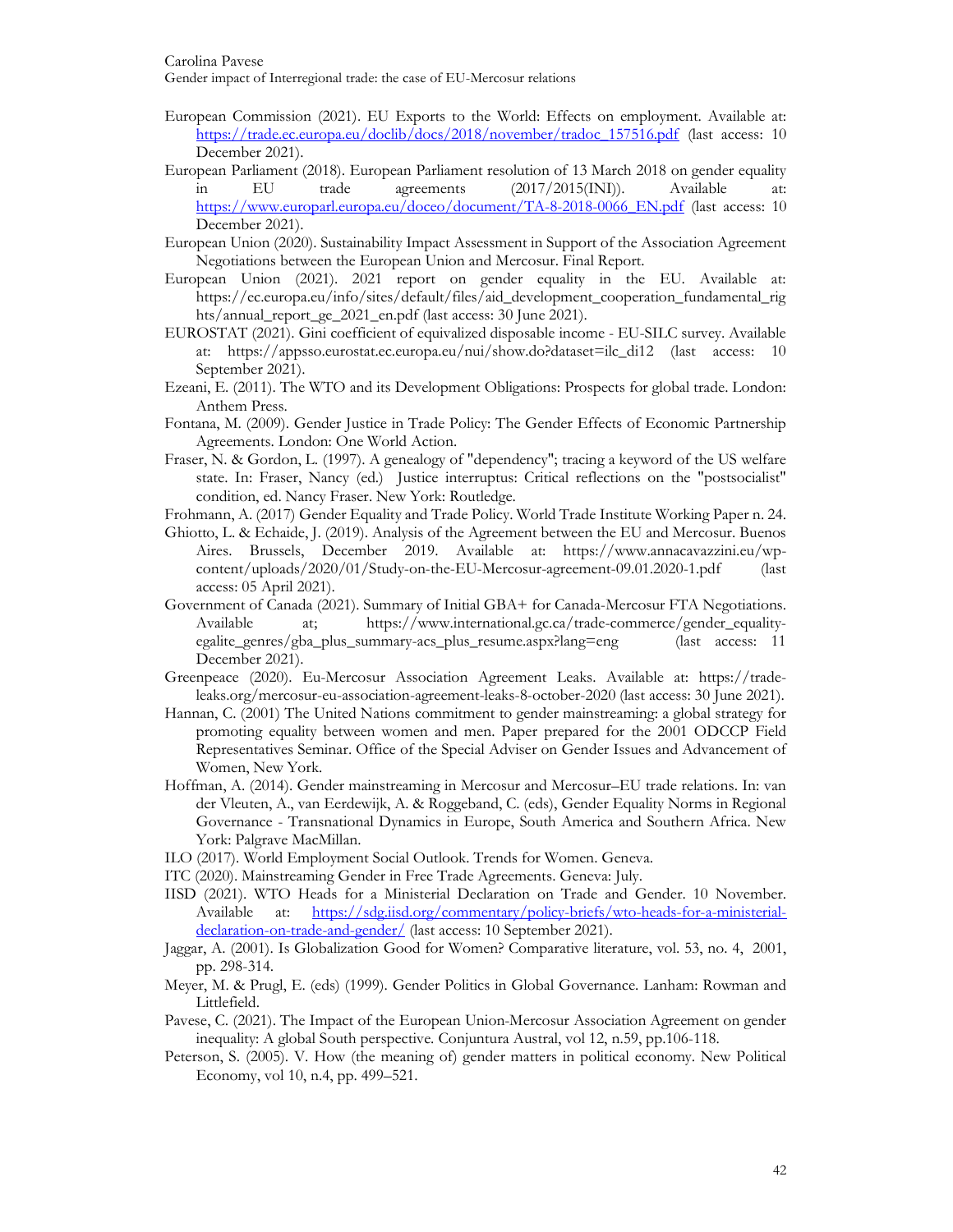European Commission (2021). EU Exports to the World: Effects on employment. Available at: https://trade.ec.europa.eu/doclib/docs/2018/november/tradoc_157516.pdf (last access: 10 December 2021).

European Parliament (2018). European Parliament resolution of 13 March 2018 on gender equality in EU trade agreements (2017/2015(INI)). Available at: https://www.europarl.europa.eu/doceo/document/TA-8-2018-0066_EN.pdf (last access: 10 December 2021).

European Union (2020). Sustainability Impact Assessment in Support of the Association Agreement Negotiations between the European Union and Mercosur. Final Report.

European Union (2021). 2021 report on gender equality in the EU. Available at: https://ec.europa.eu/info/sites/default/files/aid_development_cooperation_fundamental_rights/annual_report_ge_2021_en.pdf (last access: 30 June 2021).

EUROSTAT (2021). Gini coefficient of equivalized disposable income - EU-SILC survey. Available at: https://appsso.eurostat.ec.europa.eu/nui/show.do?dataset=ilc_di12 (last access: 10 September 2021).

Ezeani, E. (2011). The WTO and its Development Obligations: Prospects for global trade. London: Anthem Press.

Fontana, M. (2009). Gender Justice in Trade Policy: The Gender Effects of Economic Partnership Agreements. London: One World Action.

Fraser, N. & Gordon, L. (1997). A genealogy of "dependency"; tracing a keyword of the US welfare state. In: Fraser, Nancy (ed.) Justice interruptus: Critical reflections on the "postsocialist" condition, ed. Nancy Fraser. New York: Routledge.

Frohmann, A. (2017) Gender Equality and Trade Policy. World Trade Institute Working Paper n. 24.

Ghiotto, L. & Echaide, J. (2019). Analysis of the Agreement between the EU and Mercosur. Buenos Aires. Brussels, December 2019. Available at: https://www.annacavazzini.eu/wp-content/uploads/2020/01/Study-on-the-EU-Mercosur-agreement-09.01.2020-1.pdf (last access: 05 April 2021).

Government of Canada (2021). Summary of Initial GBA+ for Canada-Mercosur FTA Negotiations. Available at; https://www.international.gc.ca/trade-commerce/gender_equality-egalite_genres/gba_plus_summary-acs_plus_resume.aspx?lang=eng (last access: 11 December 2021).

Greenpeace (2020). Eu-Mercosur Association Agreement Leaks. Available at: https://trade-leaks.org/mercosur-eu-association-agreement-leaks-8-october-2020 (last access: 30 June 2021).

Hannan, C. (2001) The United Nations commitment to gender mainstreaming: a global strategy for promoting equality between women and men. Paper prepared for the 2001 ODCCP Field Representatives Seminar. Office of the Special Adviser on Gender Issues and Advancement of Women, New York.

Hoffman, A. (2014). Gender mainstreaming in Mercosur and Mercosur–EU trade relations. In: van der Vleuten, A., van Eerdewijk, A. & Roggeband, C. (eds), Gender Equality Norms in Regional Governance - Transnational Dynamics in Europe, South America and Southern Africa. New York: Palgrave MacMillan.

ILO (2017). World Employment Social Outlook. Trends for Women. Geneva.

ITC (2020). Mainstreaming Gender in Free Trade Agreements. Geneva: July.

IISD (2021). WTO Heads for a Ministerial Declaration on Trade and Gender. 10 November. Available at: https://sdg.iisd.org/commentary/policy-briefs/wto-heads-for-a-ministerial-declaration-on-trade-and-gender/ (last access: 10 September 2021).

Jaggar, A. (2001). Is Globalization Good for Women? Comparative literature, vol. 53, no. 4, 2001, pp. 298-314.

Meyer, M. & Prugl, E. (eds) (1999). Gender Politics in Global Governance. Lanham: Rowman and Littlefield.

Pavese, C. (2021). The Impact of the European Union-Mercosur Association Agreement on gender inequality: A global South perspective. Conjuntura Austral, vol 12, n.59, pp.106-118.

Peterson, S. (2005). V. How (the meaning of) gender matters in political economy. New Political Economy, vol 10, n.4, pp. 499–521.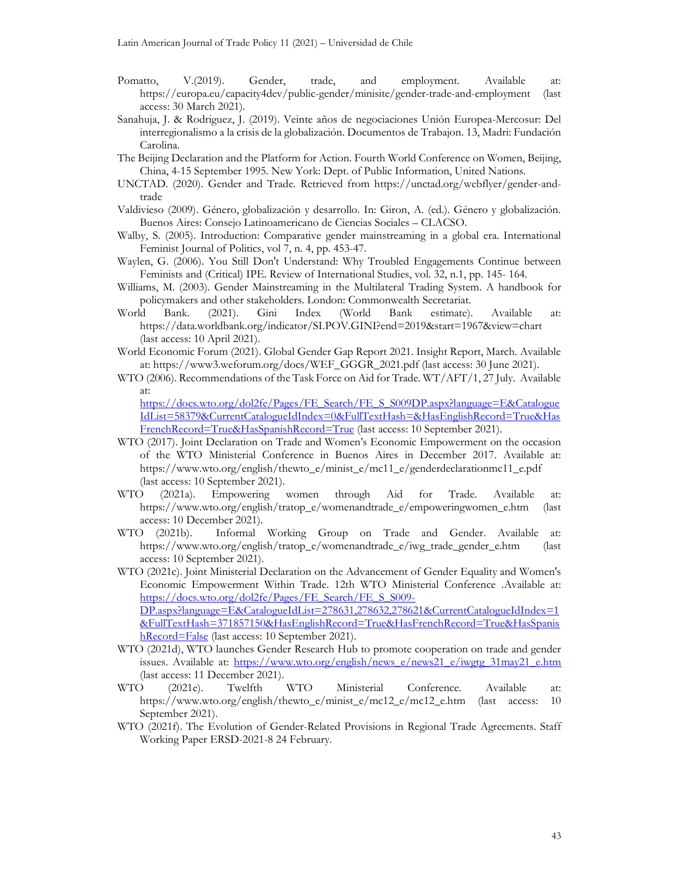Pomatto, V.(2019). Gender, trade, and employment. Available at: https://europa.eu/capacity4dev/public-gender/minisite/gender-trade-and-employment (last access: 30 March 2021).

Sanahuja, J. & Rodriguez, J. (2019). Veinte años de negociaciones Unión Europea-Mercosur: Del interregionalismo a la crisis de la globalización. Documentos de Trabajon. 13, Madri: Fundación Carolina.

The Beijing Declaration and the Platform for Action. Fourth World Conference on Women, Beijing, China, 4-15 September 1995. New York: Dept. of Public Information, United Nations.

UNCTAD. (2020). Gender and Trade. Retrieved from https://unctad.org/webflyer/gender-and-trade

Valdivieso (2009). Género, globalización y desarrollo. In: Giron, A. (ed.). Género y globalización. Buenos Aires: Consejo Latinoamericano de Ciencias Sociales – CLACSO.

Walby, S. (2005). Introduction: Comparative gender mainstreaming in a global era. International Feminist Journal of Politics, vol 7, n. 4, pp. 453-47.

Waylen, G. (2006). You Still Don't Understand: Why Troubled Engagements Continue between Feminists and (Critical) IPE. Review of International Studies, vol. 32, n.1, pp. 145- 164.

Williams, M. (2003). Gender Mainstreaming in the Multilateral Trading System. A handbook for policymakers and other stakeholders. London: Commonwealth Secretariat.

World Bank. (2021). Gini Index (World Bank estimate). Available at: https://data.worldbank.org/indicator/SI.POV.GINI?end=2019&start=1967&view=chart (last access: 10 April 2021).

World Economic Forum (2021). Global Gender Gap Report 2021. Insight Report, March. Available at: https://www3.weforum.org/docs/WEF_GGGR_2021.pdf (last access: 30 June 2021).

WTO (2006). Recommendations of the Task Force on Aid for Trade. WT/AFT/1, 27 July. Available at: https://docs.wto.org/dol2fe/Pages/FE_Search/FE_S_S009DP.aspx?language=E&CatalogueIdList=58379&CurrentCatalogueIdIndex=0&FullTextHash=&HasEnglishRecord=True&HasFrenchRecord=True&HasSpanishRecord=True (last access: 10 September 2021).

WTO (2017). Joint Declaration on Trade and Women's Economic Empowerment on the occasion of the WTO Ministerial Conference in Buenos Aires in December 2017. Available at: https://www.wto.org/english/thewto_e/minist_e/mc11_e/genderdeclarationmc11_e.pdf (last access: 10 September 2021).

WTO (2021a). Empowering women through Aid for Trade. Available at: https://www.wto.org/english/tratop_e/womenandtrade_e/empoweringwomen_e.htm (last access: 10 December 2021).

WTO (2021b). Informal Working Group on Trade and Gender. Available at: https://www.wto.org/english/tratop_e/womenandtrade_e/iwg_trade_gender_e.htm (last access: 10 September 2021).

WTO (2021c). Joint Ministerial Declaration on the Advancement of Gender Equality and Women's Economic Empowerment Within Trade. 12th WTO Ministerial Conference .Available at: https://docs.wto.org/dol2fe/Pages/FE_Search/FE_S_S009-DP.aspx?language=E&CatalogueIdList=278631,278632,278621&CurrentCatalogueIdIndex=1&FullTextHash=371857150&HasEnglishRecord=True&HasFrenchRecord=True&HasSpanishRecord=False (last access: 10 September 2021).

WTO (2021d), WTO launches Gender Research Hub to promote cooperation on trade and gender issues. Available at: https://www.wto.org/english/news_e/news21_e/iwgtg_31may21_e.htm (last access: 11 December 2021).

WTO (2021e). Twelfth WTO Ministerial Conference. Available at: https://www.wto.org/english/thewto_e/minist_e/mc12_e/mc12_e.htm (last access: 10 September 2021).

WTO (2021f). The Evolution of Gender-Related Provisions in Regional Trade Agreements. Staff Working Paper ERSD-2021-8 24 February.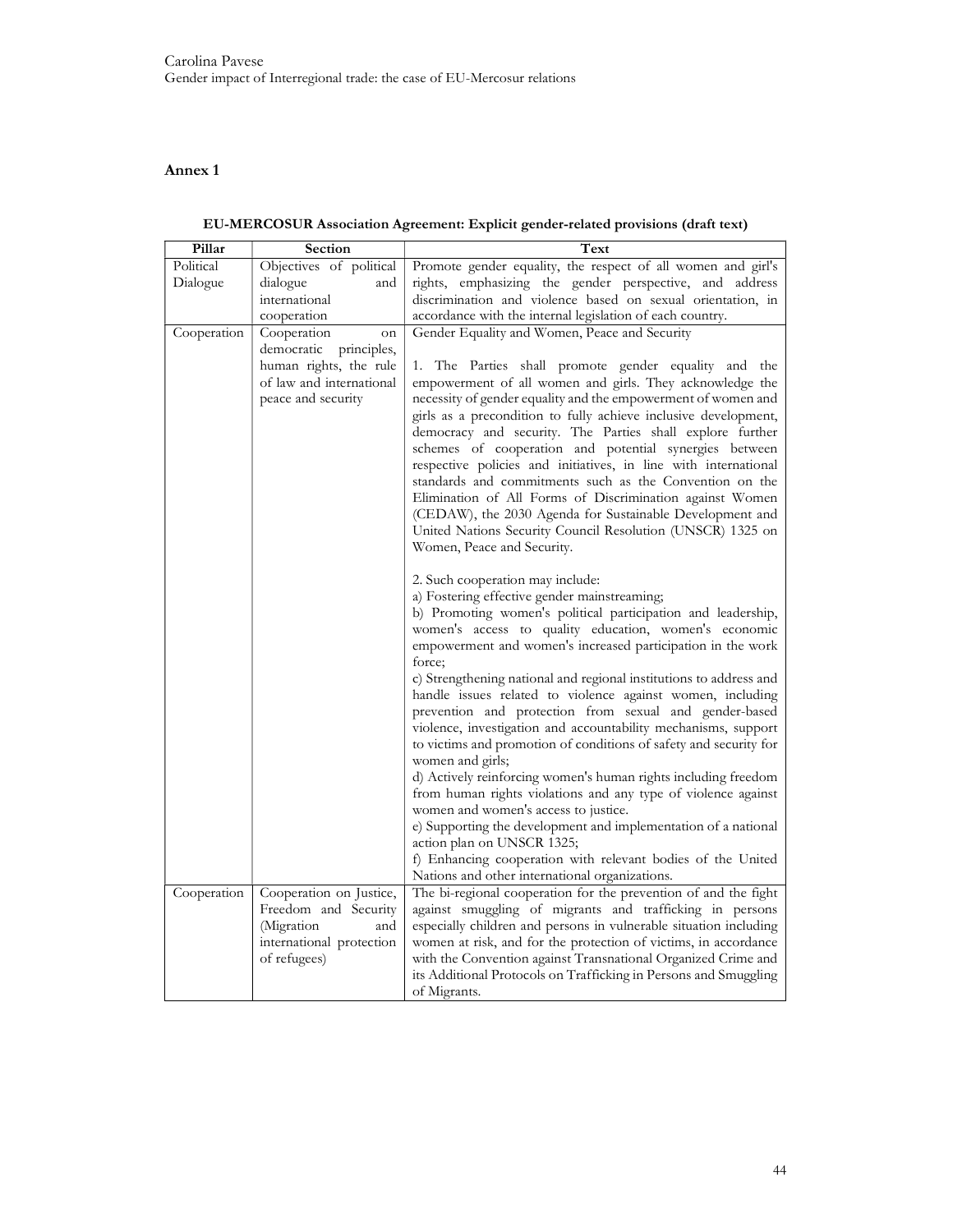## Annex 1

**EU-MERCOSUR Association Agreement: Explicit gender-related provisions (draft text)**

| Pillar | Section | Text |
|---|---|---|
| Political Dialogue | Objectives of political dialogue and international cooperation | Promote gender equality, the respect of all women and girl's rights, emphasizing the gender perspective, and address discrimination and violence based on sexual orientation, in accordance with the internal legislation of each country. |
| Cooperation | Cooperation on democratic principles, human rights, the rule of law and international peace and security | Gender Equality and Women, Peace and Security<br><br>1. The Parties shall promote gender equality and the empowerment of all women and girls. They acknowledge the necessity of gender equality and the empowerment of women and girls as a precondition to fully achieve inclusive development, democracy and security. The Parties shall explore further schemes of cooperation and potential synergies between respective policies and initiatives, in line with international standards and commitments such as the Convention on the Elimination of All Forms of Discrimination against Women (CEDAW), the 2030 Agenda for Sustainable Development and United Nations Security Council Resolution (UNSCR) 1325 on Women, Peace and Security.<br><br>2. Such cooperation may include:<br>a) Fostering effective gender mainstreaming;<br>b) Promoting women's political participation and leadership, women's access to quality education, women's economic empowerment and women's increased participation in the work force;<br>c) Strengthening national and regional institutions to address and handle issues related to violence against women, including prevention and protection from sexual and gender-based violence, investigation and accountability mechanisms, support to victims and promotion of conditions of safety and security for women and girls;<br>d) Actively reinforcing women's human rights including freedom from human rights violations and any type of violence against women and women's access to justice.<br>e) Supporting the development and implementation of a national action plan on UNSCR 1325;<br>f) Enhancing cooperation with relevant bodies of the United Nations and other international organizations. |
| Cooperation | Cooperation on Justice, Freedom and Security (Migration and international protection of refugees) | The bi-regional cooperation for the prevention of and the fight against smuggling of migrants and trafficking in persons especially children and persons in vulnerable situation including women at risk, and for the protection of victims, in accordance with the Convention against Transnational Organized Crime and its Additional Protocols on Trafficking in Persons and Smuggling of Migrants. |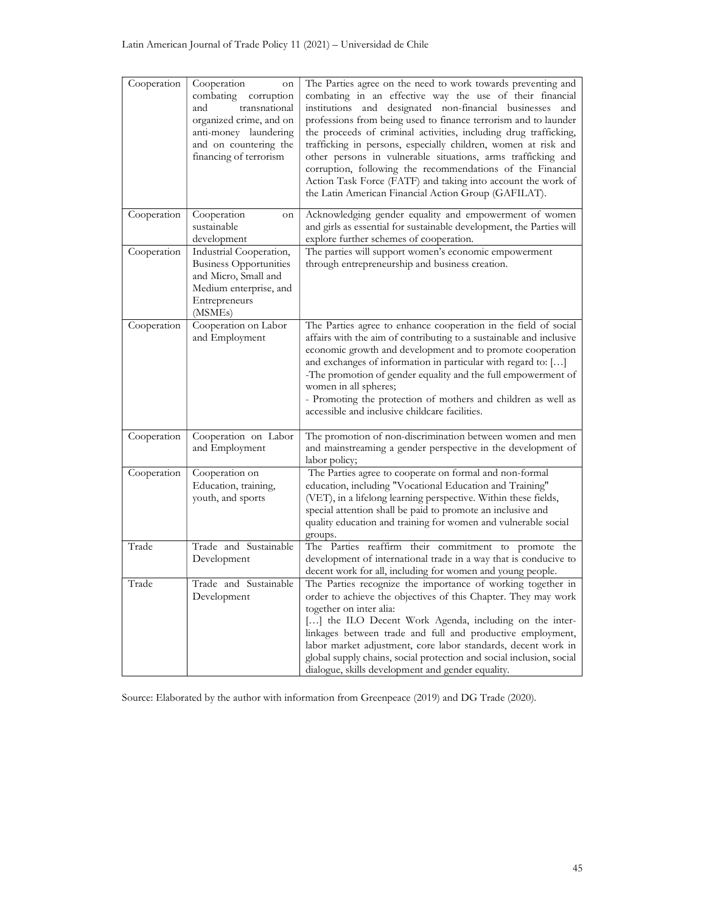| | | |
|---|---|---|
| Cooperation | Cooperation on combating corruption and transnational organized crime, and on anti-money laundering and on countering the financing of terrorism | The Parties agree on the need to work towards preventing and combating in an effective way the use of their financial institutions and designated non-financial businesses and professions from being used to finance terrorism and to launder the proceeds of criminal activities, including drug trafficking, trafficking in persons, especially children, women at risk and other persons in vulnerable situations, arms trafficking and corruption, following the recommendations of the Financial Action Task Force (FATF) and taking into account the work of the Latin American Financial Action Group (GAFILAT). |
| Cooperation | Cooperation on sustainable development | Acknowledging gender equality and empowerment of women and girls as essential for sustainable development, the Parties will explore further schemes of cooperation. |
| Cooperation | Industrial Cooperation, Business Opportunities and Micro, Small and Medium enterprise, and Entrepreneurs (MSMEs) | The parties will support women's economic empowerment through entrepreneurship and business creation. |
| Cooperation | Cooperation on Labor and Employment | The Parties agree to enhance cooperation in the field of social affairs with the aim of contributing to a sustainable and inclusive economic growth and development and to promote cooperation and exchanges of information in particular with regard to: […]<br>-The promotion of gender equality and the full empowerment of women in all spheres;<br>- Promoting the protection of mothers and children as well as accessible and inclusive childcare facilities. |
| Cooperation | Cooperation on Labor and Employment | The promotion of non-discrimination between women and men and mainstreaming a gender perspective in the development of labor policy; |
| Cooperation | Cooperation on Education, training, youth, and sports | The Parties agree to cooperate on formal and non-formal education, including "Vocational Education and Training" (VET), in a lifelong learning perspective. Within these fields, special attention shall be paid to promote an inclusive and quality education and training for women and vulnerable social groups. |
| Trade | Trade and Sustainable Development | The Parties reaffirm their commitment to promote the development of international trade in a way that is conducive to decent work for all, including for women and young people. |
| Trade | Trade and Sustainable Development | The Parties recognize the importance of working together in order to achieve the objectives of this Chapter. They may work together on inter alia:<br>[…] the ILO Decent Work Agenda, including on the inter-linkages between trade and full and productive employment, labor market adjustment, core labor standards, decent work in global supply chains, social protection and social inclusion, social dialogue, skills development and gender equality. |

Source: Elaborated by the author with information from Greenpeace (2019) and DG Trade (2020).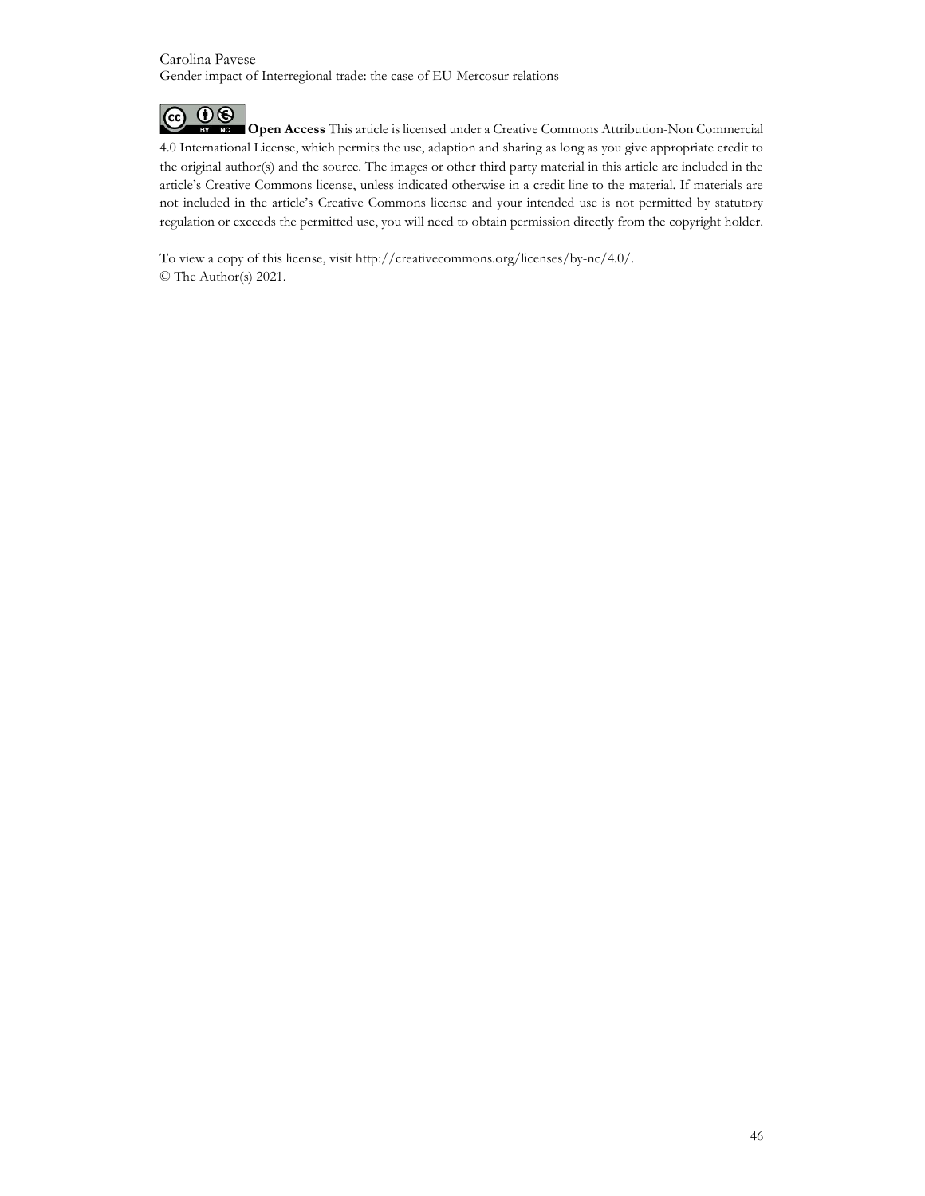**Open Access** This article is licensed under a Creative Commons Attribution-Non Commercial 4.0 International License, which permits the use, adaption and sharing as long as you give appropriate credit to the original author(s) and the source. The images or other third party material in this article are included in the article's Creative Commons license, unless indicated otherwise in a credit line to the material. If materials are not included in the article's Creative Commons license and your intended use is not permitted by statutory regulation or exceeds the permitted use, you will need to obtain permission directly from the copyright holder.

To view a copy of this license, visit http://creativecommons.org/licenses/by-nc/4.0/.
© The Author(s) 2021.